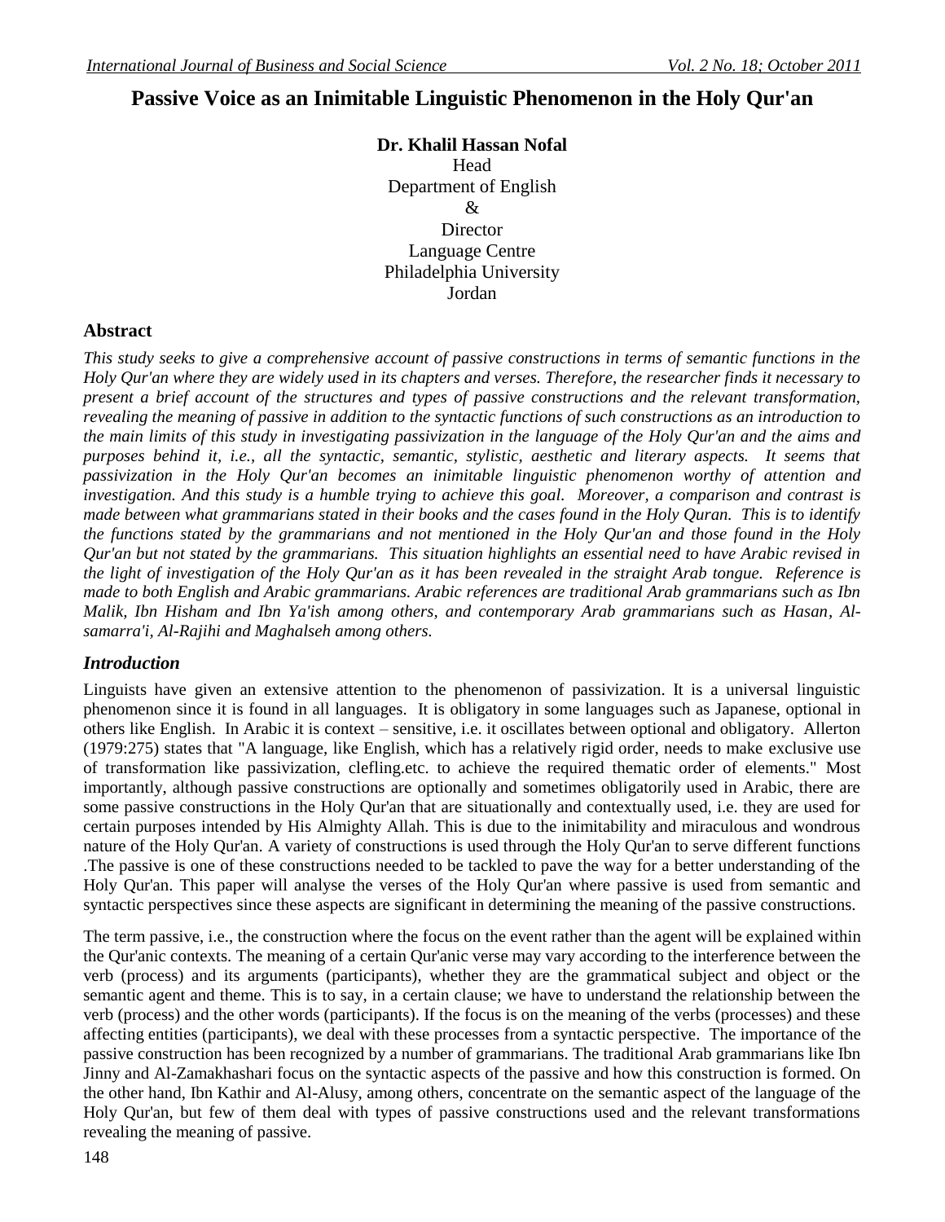# Passive Voice as an Inimitable Linguistic Phenomenon in the Holy Qur'an

**Dr. Khalil Hassan Nofal**
Head
Department of English
&
Director
Language Centre
Philadelphia University
Jordan

## Abstract

*This study seeks to give a comprehensive account of passive constructions in terms of semantic functions in the Holy Qur'an where they are widely used in its chapters and verses. Therefore, the researcher finds it necessary to present a brief account of the structures and types of passive constructions and the relevant transformation, revealing the meaning of passive in addition to the syntactic functions of such constructions as an introduction to the main limits of this study in investigating passivization in the language of the Holy Qur'an and the aims and purposes behind it, i.e., all the syntactic, semantic, stylistic, aesthetic and literary aspects. It seems that passivization in the Holy Qur'an becomes an inimitable linguistic phenomenon worthy of attention and investigation. And this study is a humble trying to achieve this goal. Moreover, a comparison and contrast is made between what grammarians stated in their books and the cases found in the Holy Quran. This is to identify the functions stated by the grammarians and not mentioned in the Holy Qur'an and those found in the Holy Qur'an but not stated by the grammarians. This situation highlights an essential need to have Arabic revised in the light of investigation of the Holy Qur'an as it has been revealed in the straight Arab tongue. Reference is made to both English and Arabic grammarians. Arabic references are traditional Arab grammarians such as Ibn Malik, Ibn Hisham and Ibn Ya'ish among others, and contemporary Arab grammarians such as Hasan, Al-samarra'i, Al-Rajihi and Maghalseh among others.*

## *Introduction*

Linguists have given an extensive attention to the phenomenon of passivization. It is a universal linguistic phenomenon since it is found in all languages. It is obligatory in some languages such as Japanese, optional in others like English. In Arabic it is context – sensitive, i.e. it oscillates between optional and obligatory. Allerton (1979:275) states that "A language, like English, which has a relatively rigid order, needs to make exclusive use of transformation like passivization, clefling.etc. to achieve the required thematic order of elements." Most importantly, although passive constructions are optionally and sometimes obligatorily used in Arabic, there are some passive constructions in the Holy Qur'an that are situationally and contextually used, i.e. they are used for certain purposes intended by His Almighty Allah. This is due to the inimitability and miraculous and wondrous nature of the Holy Qur'an. A variety of constructions is used through the Holy Qur'an to serve different functions .The passive is one of these constructions needed to be tackled to pave the way for a better understanding of the Holy Qur'an. This paper will analyse the verses of the Holy Qur'an where passive is used from semantic and syntactic perspectives since these aspects are significant in determining the meaning of the passive constructions.

The term passive, i.e., the construction where the focus on the event rather than the agent will be explained within the Qur'anic contexts. The meaning of a certain Qur'anic verse may vary according to the interference between the verb (process) and its arguments (participants), whether they are the grammatical subject and object or the semantic agent and theme. This is to say, in a certain clause; we have to understand the relationship between the verb (process) and the other words (participants). If the focus is on the meaning of the verbs (processes) and these affecting entities (participants), we deal with these processes from a syntactic perspective. The importance of the passive construction has been recognized by a number of grammarians. The traditional Arab grammarians like Ibn Jinny and Al-Zamakhashari focus on the syntactic aspects of the passive and how this construction is formed. On the other hand, Ibn Kathir and Al-Alusy, among others, concentrate on the semantic aspect of the language of the Holy Qur'an, but few of them deal with types of passive constructions used and the relevant transformations revealing the meaning of passive.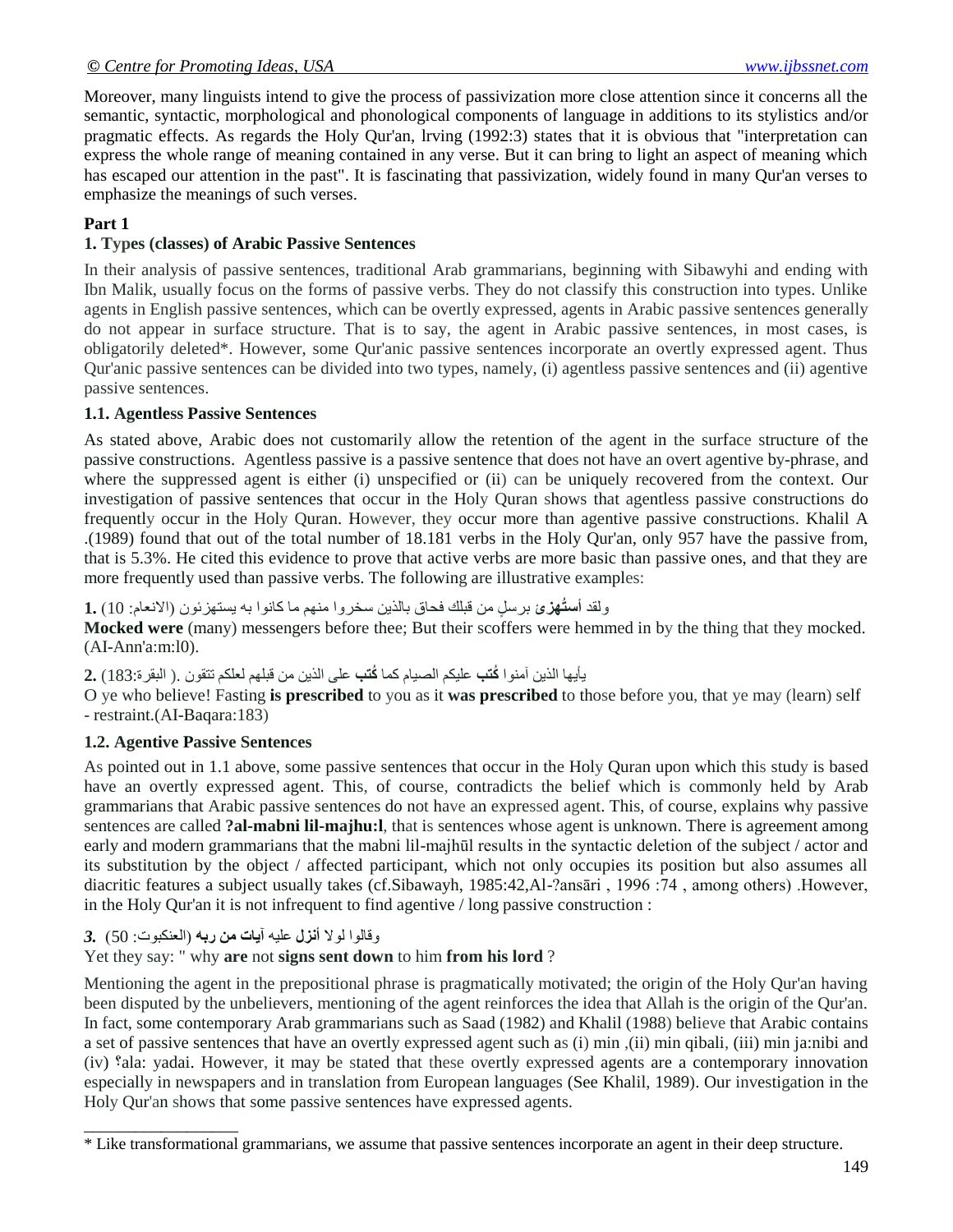Moreover, many linguists intend to give the process of passivization more close attention since it concerns all the semantic, syntactic, morphological and phonological components of language in additions to its stylistics and/or pragmatic effects. As regards the Holy Qur'an, lrving (1992:3) states that it is obvious that "interpretation can express the whole range of meaning contained in any verse. But it can bring to light an aspect of meaning which has escaped our attention in the past". It is fascinating that passivization, widely found in many Qur'an verses to emphasize the meanings of such verses.

**Part 1**

### 1. Types (classes) of Arabic Passive Sentences

In their analysis of passive sentences, traditional Arab grammarians, beginning with Sibawyhi and ending with Ibn Malik, usually focus on the forms of passive verbs. They do not classify this construction into types. Unlike agents in English passive sentences, which can be overtly expressed, agents in Arabic passive sentences generally do not appear in surface structure. That is to say, the agent in Arabic passive sentences, in most cases, is obligatorily deleted*. However, some Qur'anic passive sentences incorporate an overtly expressed agent. Thus Qur'anic passive sentences can be divided into two types, namely, (i) agentless passive sentences and (ii) agentive passive sentences.

#### 1.1. Agentless Passive Sentences

As stated above, Arabic does not customarily allow the retention of the agent in the surface structure of the passive constructions. Agentless passive is a passive sentence that does not have an overt agentive by-phrase, and where the suppressed agent is either (i) unspecified or (ii) can be uniquely recovered from the context. Our investigation of passive sentences that occur in the Holy Quran shows that agentless passive constructions do frequently occur in the Holy Quran. However, they occur more than agentive passive constructions. Khalil A .(1989) found that out of the total number of 18.181 verbs in the Holy Qur'an, only 957 have the passive from, that is 5.3%. He cited this evidence to prove that active verbs are more basic than passive ones, and that they are more frequently used than passive verbs. The following are illustrative examples:

**1.** ولقد **أستُهزئ** برسلٍ من قبلك فحاق بالذين سخروا منهم ما كانوا به يستهزئون (الانعام: 10)

**Mocked were** (many) messengers before thee; But their scoffers were hemmed in by the thing that they mocked. (AI-Ann'a:m:l0).

**2.** يأيها الذين آمنوا **كُتب** عليكم الصيام كما **كُتب** على الذين من قبلهم لعلكم تتقون .( البقرة:183)

O ye who believe! Fasting **is prescribed** to you as it **was prescribed** to those before you, that ye may (learn) self - restraint.(AI-Baqara:183)

#### 1.2. Agentive Passive Sentences

As pointed out in 1.1 above, some passive sentences that occur in the Holy Quran upon which this study is based have an overtly expressed agent. This, of course, contradicts the belief which is commonly held by Arab grammarians that Arabic passive sentences do not have an expressed agent. This, of course, explains why passive sentences are called **?al-mabni lil-majhu:l**, that is sentences whose agent is unknown. There is agreement among early and modern grammarians that the mabni lil-majhūl results in the syntactic deletion of the subject / actor and its substitution by the object / affected participant, which not only occupies its position but also assumes all diacritic features a subject usually takes (cf.Sibawayh, 1985:42,Al-?ansāri , 1996 :74 , among others) .However, in the Holy Qur'an it is not infrequent to find agentive / long passive construction :

***3.*** وقالوا لولا **أنزل** عليه **آيات من ربه** (العنكبوت: 50)

Yet they say: " why **are** not **signs sent down** to him **from his lord** ?

Mentioning the agent in the prepositional phrase is pragmatically motivated; the origin of the Holy Qur'an having been disputed by the unbelievers, mentioning of the agent reinforces the idea that Allah is the origin of the Qur'an. In fact, some contemporary Arab grammarians such as Saad (1982) and Khalil (1988) believe that Arabic contains a set of passive sentences that have an overtly expressed agent such as (i) min ,(ii) min qibali, (iii) min ja:nibi and (iv) ʕala: yadai. However, it may be stated that these overtly expressed agents are a contemporary innovation especially in newspapers and in translation from European languages (See Khalil, 1989). Our investigation in the Holy Qur'an shows that some passive sentences have expressed agents.

---

\* Like transformational grammarians, we assume that passive sentences incorporate an agent in their deep structure.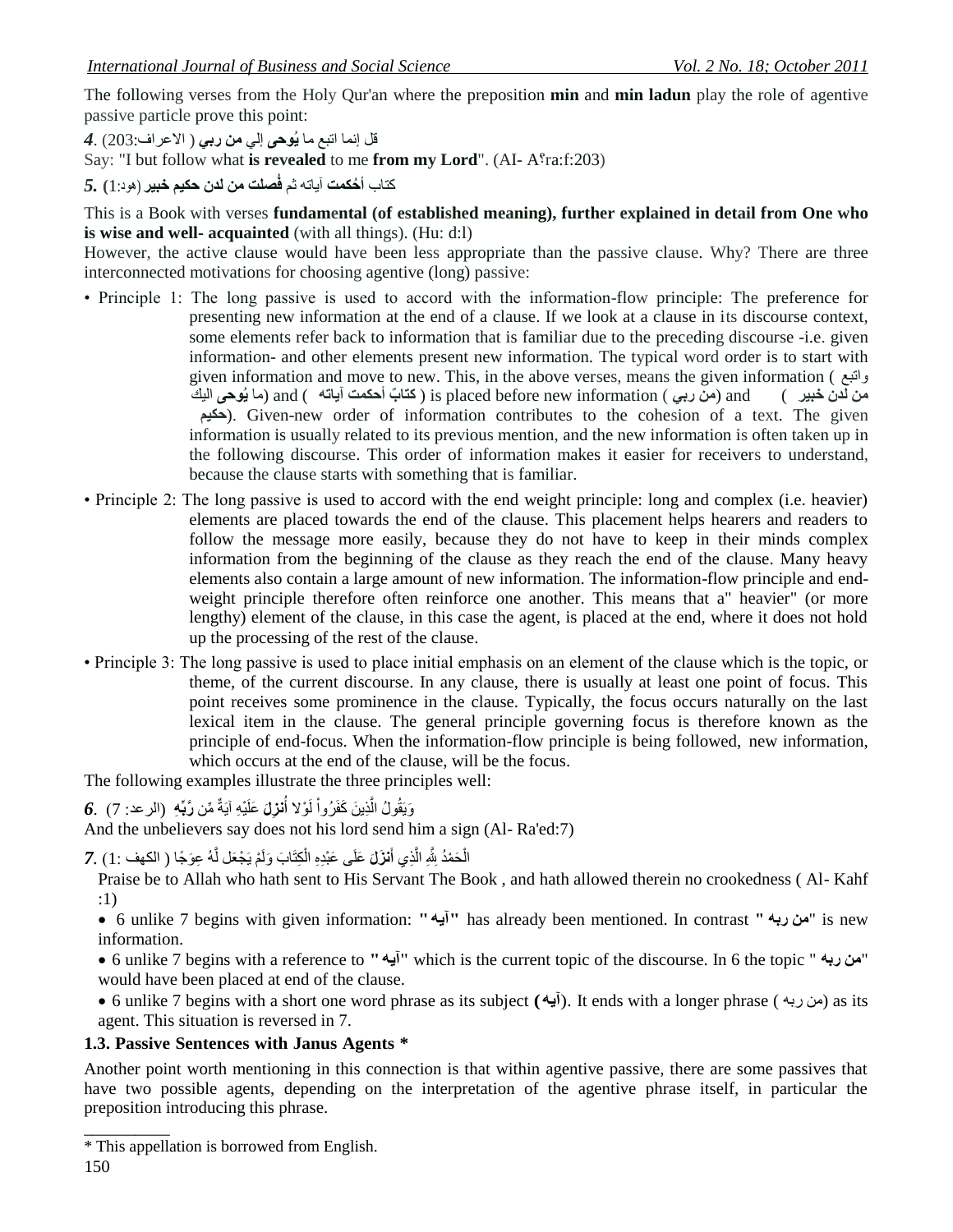The following verses from the Holy Qur'an where the preposition **min** and **min ladun** play the role of agentive passive particle prove this point:

*4*. قل إنما اتبع ما **يُوحى** إلي **من ربي** ( الاعراف:203)

Say: "I but follow what **is revealed** to me **from my Lord**". (AI- Aʕra:f:203)

*5.* كتاب **أحُكمت** آياته ثم **فُصلت من لدن حكيم خبير** (هود:1)

This is a Book with verses **fundamental (of established meaning), further explained in detail from One who is wise and well- acquainted** (with all things). (Hu: d:l)

However, the active clause would have been less appropriate than the passive clause. Why? There are three interconnected motivations for choosing agentive (long) passive:

- Principle 1: The long passive is used to accord with the information-flow principle: The preference for presenting new information at the end of a clause. If we look at a clause in its discourse context, some elements refer back to information that is familiar due to the preceding discourse -i.e. given information- and other elements present new information. The typical word order is to start with given information and move to new. This, in the above verses, means the given information ( واتبع ما **يُوحى** اليك) and ( **كتابٌ أحكمت آياته** ) is placed before new information ( **من ربي**) and ( **من لدن خبير حكيم**). Given-new order of information contributes to the cohesion of a text. The given information is usually related to its previous mention, and the new information is often taken up in the following discourse. This order of information makes it easier for receivers to understand, because the clause starts with something that is familiar.
- Principle 2: The long passive is used to accord with the end weight principle: long and complex (i.e. heavier) elements are placed towards the end of the clause. This placement helps hearers and readers to follow the message more easily, because they do not have to keep in their minds complex information from the beginning of the clause as they reach the end of the clause. Many heavy elements also contain a large amount of new information. The information-flow principle and end-weight principle therefore often reinforce one another. This means that a" heavier" (or more lengthy) element of the clause, in this case the agent, is placed at the end, where it does not hold up the processing of the rest of the clause.
- Principle 3: The long passive is used to place initial emphasis on an element of the clause which is the topic, or theme, of the current discourse. In any clause, there is usually at least one point of focus. This point receives some prominence in the clause. Typically, the focus occurs naturally on the last lexical item in the clause. The general principle governing focus is therefore known as the principle of end-focus. When the information-flow principle is being followed, new information, which occurs at the end of the clause, will be the focus.

The following examples illustrate the three principles well:

*6*. وَيَقُولُ الَّذِينَ كَفَرُواْ لَوْلا **أُنزِلَ** عَلَيْهِ آيَةٌ **مِّن رَّبِّهِ** (الرعد: 7)

And the unbelievers say does not his lord send him a sign (Al- Ra'ed:7)

*7*. الْحَمْدُ لِلَّهِ الَّذِي **أَنزَلَ** عَلَى عَبْدِهِ الْكِتَابَ وَلَمْ يَجْعَل لَّهُ عِوَجًا ( الكهف :1)

Praise be to Allah who hath sent to His Servant The Book , and hath allowed therein no crookedness ( Al- Kahf :1)

- 6 unlike 7 begins with given information: **"آيه"** has already been mentioned. In contrast **" من ربه"** is new information.
- 6 unlike 7 begins with a reference to **" آيه"** which is the current topic of the discourse. In 6 the topic **" من ربه"** would have been placed at end of the clause.
- 6 unlike 7 begins with a short one word phrase as its subject **(آيه)**. It ends with a longer phrase ( من ربه) as its agent. This situation is reversed in 7.

### 1.3. Passive Sentences with Janus Agents *

Another point worth mentioning in this connection is that within agentive passive, there are some passives that have two possible agents, depending on the interpretation of the agentive phrase itself, in particular the preposition introducing this phrase.

\* This appellation is borrowed from English.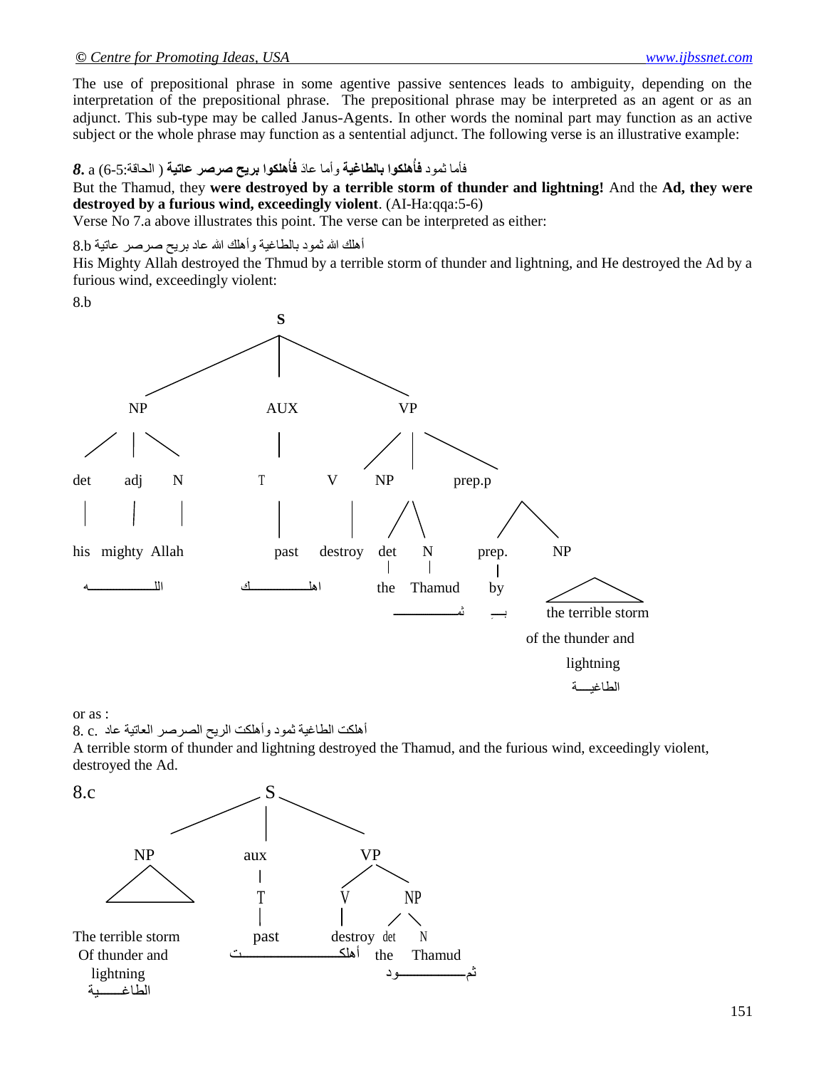The use of prepositional phrase in some agentive passive sentences leads to ambiguity, depending on the interpretation of the prepositional phrase. The prepositional phrase may be interpreted as an agent or as an adjunct. This sub-type may be called Janus-Agents. In other words the nominal part may function as an active subject or the whole phrase may function as a sentential adjunct. The following verse is an illustrative example:

***8.*** a فأما ثمود **فأُهلكوا بالطاغية** وأما عادَ **فأُهلكوا بريح صرصر عاتية** ( الحاقة:5-6)

But the Thamud, they **were destroyed by a terrible storm of thunder and lightning!** And the **Ad, they were destroyed by a furious wind, exceedingly violent**. (Al-Ha:qqa:5-6)

Verse No 7.a above illustrates this point. The verse can be interpreted as either:

8.b أهلك الله ثمود بالطاغية وأهلك الله عاد بريح صرصر عاتية

His Mighty Allah destroyed the Thmud by a terrible storm of thunder and lightning, and He destroyed the Ad by a furious wind, exceedingly violent:

8.b

```
                                S
              __________________|__________________
             |                  |                  |
             NP                AUX                 VP
        _____|_____             |          ________|________
       |     |     |            |         |        |        |
      det   adj    N            T         V        NP      prep.p
       |     |     |            |         |       /  \      /   \
      his mighty Allah        past     destroy  det   N   prep.  NP
                                                 |    |     |    /\
                                                the Thamud  by  the terrible storm
      اللـــــــــــه                اهلـــــــــك               ثمـــــــــ    بــِـ   of the thunder and
                                                                  lightning
                                                                  الطاغيـــة
```

or as :

8. c. أهلكت الطاغية ثمود وأهلكت الريح الصرصر العاتية عاد

A terrible storm of thunder and lightning destroyed the Thamud, and the furious wind, exceedingly violent, destroyed the Ad.

8.c

```
                     S
          ___________|___________
         |           |           |
         NP         aux          VP
         /\          |         /    \
                     T        V      NP
                     |        |     /  \
The terrible storm  past   destroy det   N
 Of thunder and     تـــــــــــــأهلك   the  Thamud
   lightning                      ثمـــــــــود
   الطاغـــــية
```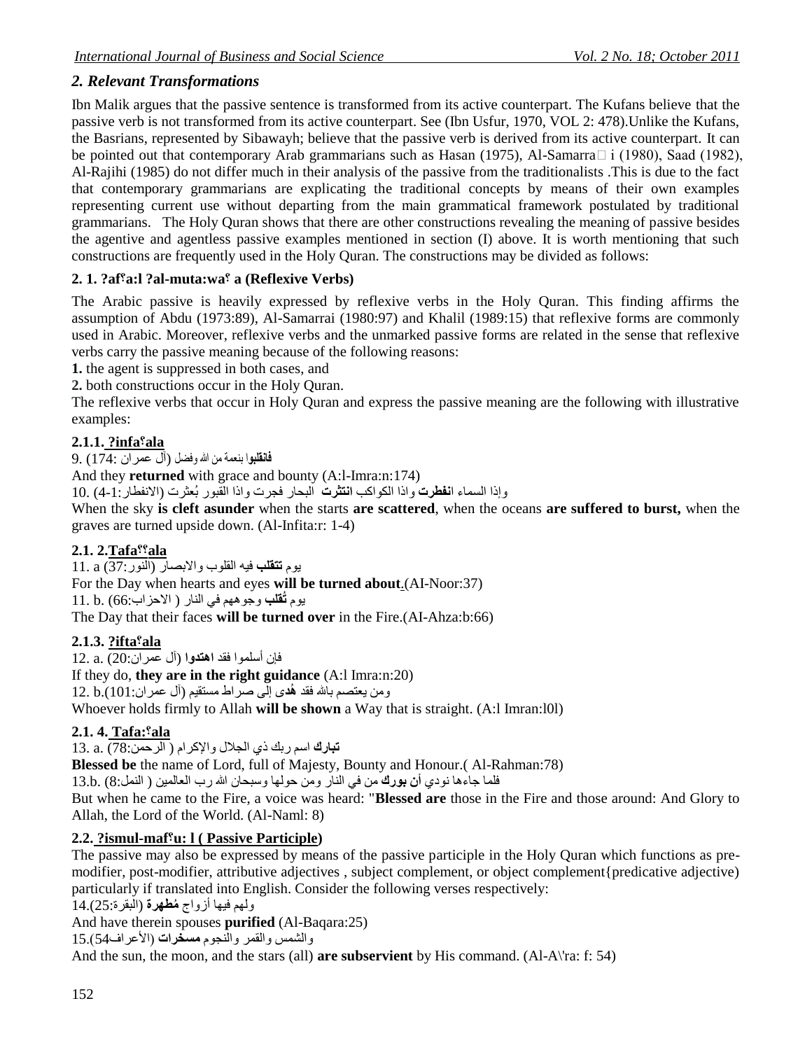## *2. Relevant Transformations*

Ibn Malik argues that the passive sentence is transformed from its active counterpart. The Kufans believe that the passive verb is not transformed from its active counterpart. See (Ibn Usfur, 1970, VOL 2: 478).Unlike the Kufans, the Basrians, represented by Sibawayh; believe that the passive verb is derived from its active counterpart. It can be pointed out that contemporary Arab grammarians such as Hasan (1975), Al-Samarra□ i (1980), Saad (1982), Al-Rajihi (1985) do not differ much in their analysis of the passive from the traditionalists .This is due to the fact that contemporary grammarians are explicating the traditional concepts by means of their own examples representing current use without departing from the main grammatical framework postulated by traditional grammarians. The Holy Quran shows that there are other constructions revealing the meaning of passive besides the agentive and agentless passive examples mentioned in section (I) above. It is worth mentioning that such constructions are frequently used in the Holy Quran. The constructions may be divided as follows:

### 2. 1. ?afˁa:l ?al-muta:waˁ a (Reflexive Verbs)

The Arabic passive is heavily expressed by reflexive verbs in the Holy Quran. This finding affirms the assumption of Abdu (1973:89), Al-Samarrai (1980:97) and Khalil (1989:15) that reflexive forms are commonly used in Arabic. Moreover, reflexive verbs and the unmarked passive forms are related in the sense that reflexive verbs carry the passive meaning because of the following reasons:

**1.** the agent is suppressed in both cases, and

**2.** both constructions occur in the Holy Quran.

The reflexive verbs that occur in Holy Quran and express the passive meaning are the following with illustrative examples:

#### 2.1.1. ?infaˁala

9. **فانقلبوا** بنعمة من الله وفضل (آل عمران :174)

And they **returned** with grace and bounty (A:l-Imra:n:174)

10. وإذا السماء **انفطرت** واذا الكواكب **انتثرت** البحار فجرت واذا القبور بُعثرت (الانفطار:1-4)

When the sky **is cleft asunder** when the starts **are scattered**, when the oceans **are suffered to burst,** when the graves are turned upside down. (Al-Infita:r: 1-4)

#### 2.1. 2.Tafaˁˁala

11. a يوم **تتقلب** فيه القلوب والابصار (النور:37)

For the Day when hearts and eyes **will be turned about**.(AI-Noor:37)

11. b. يوم **تُقلب** وجوههم في النار ( الاحزاب:66)

The Day that their faces **will be turned over** in the Fire.(AI-Ahza:b:66)

#### 2.1.3. ?iftaˁala

12. a. فإن أسلموا فقد **اهتدوا** (آل عمران:20)

If they do, **they are in the right guidance** (A:l Imra:n:20)

12. b. ومن يعتصم بالله فقد **هُدى** إلى صراط مستقيم (آل عمران:101)

Whoever holds firmly to Allah **will be shown** a Way that is straight. (A:l Imran:l0l)

#### 2.1. 4. Tafa:ˁala

13. a. **تبارك** اسم ربك ذي الجلال والإكرام ( الرحمن:78)

**Blessed be** the name of Lord, full of Majesty, Bounty and Honour.( Al-Rahman:78)

13.b. فلما جاءها نودي **أن بورك** من في النار ومن حولها وسبحان الله رب العالمين ( النمل:8)

But when he came to the Fire, a voice was heard: "**Blessed are** those in the Fire and those around: And Glory to Allah, the Lord of the World. (Al-Naml: 8)

### 2.2. ?ismul-mafˁu: l ( Passive Participle)

The passive may also be expressed by means of the passive participle in the Holy Quran which functions as pre-modifier, post-modifier, attributive adjectives , subject complement, or object complement{predicative adjective) particularly if translated into English. Consider the following verses respectively:

14. ولهم فيها أزواج **مُطهرة** (البقرة:25)

And have therein spouses **purified** (Al-Baqara:25)

15. والشمس والقمر والنجوم **مسخرات** (الأعراف54)

And the sun, the moon, and the stars (all) **are subservient** by His command. (Al-A\'ra: f: 54)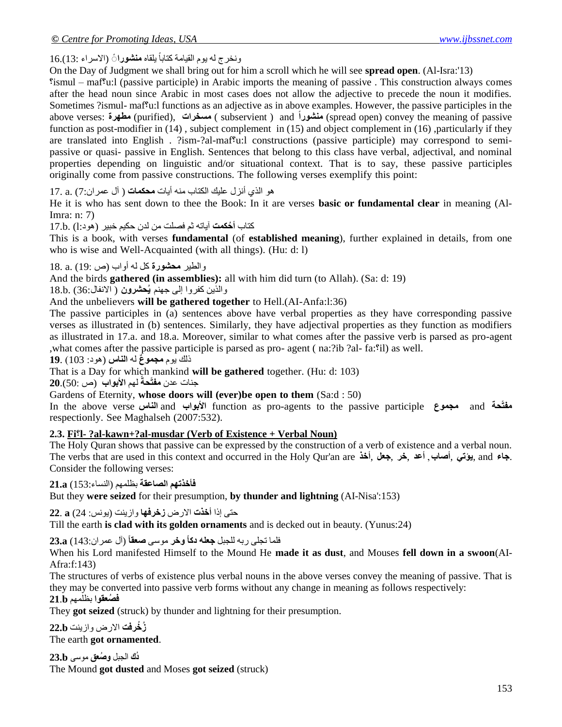16.(13: ونخرج له يوم القيامة كتاباً يلقاه **منشوراً** (الاسراء

On the Day of Judgment we shall bring out for him a scroll which he will see **spread open**. (Al-Isra:'13)

ʕismul – mafʕu:l (passive participle) in Arabic imports the meaning of passive . This construction always comes after the head noun since Arabic in most cases does not allow the adjective to precede the noun it modifies. Sometimes ?ismul- mafʕu:l functions as an adjective as in above examples. However, the passive participles in the above verses: **مطهرة** (purified), **مسخرات** ( subservient ) and **منشوراً** (spread open) convey the meaning of passive function as post-modifier in (14) , subject complement in (15) and object complement in (16) ,particularly if they are translated into English . ?ism-?al-mafʕu:l constructions (passive participle) may correspond to semi-passive or quasi- passive in English. Sentences that belong to this class have verbal, adjectival, and nominal properties depending on linguistic and/or situational context. That is to say, these passive participles originally come from passive constructions. The following verses exemplify this point:

17. a. (7: هو الذي أنزل عليك الكتاب منه أيات **محكمات** ( آل عمران

He it is who has sent down to thee the Book: In it are verses **basic or fundamental clear** in meaning (Al-Imra: n: 7)

17.b. (l:كتاب **أُحكمت** آياته ثم فصلت من لدن حكيم خبير (هود

This is a book, with verses **fundamental** (of **established meaning**), further explained in details, from one who is wise and Well-Acquainted (with all things). (Hu: d: l)

18. a. (19: والطير **محشورة** كل له أواب (ص

And the birds **gathered (in assemblies):** all with him did turn (to Allah). (Sa: d: 19)

18.b. (36:والذين كفروا إلى جهنم **يُحشرون** ( الانفال

And the unbelievers **will be gathered together** to Hell.(AI-Anfa:l:36)

The passive participles in (a) sentences above have verbal properties as they have corresponding passive verses as illustrated in (b) sentences. Similarly, they have adjectival properties as they function as modifiers as illustrated in 17.a. and 18.a. Moreover, similar to what comes after the passive verb is parsed as pro-agent ,what comes after the passive participle is parsed as pro- agent ( na:?ib ?al- fa:ʕil) as well.

**19**. (103 :ذلك يوم **مجموعٌ** له **الناس** (هود

That is a Day for which mankind **will be gathered** together. (Hu: d: 103)

**20**.(50: جنات عدن **مفتَّحةً** لهم **الأبواب** (ص

Gardens of Eternity, **whose doors will (ever)be open to them** (Sa:d : 50)

In the above verse **الناس** and **الأبواب** function as pro-agents to the passive participle **مجموع** and **مفتَّحة** respectionly. See Maghalseh (2007:532).

### 2.3. Fiʕl- ?al-kawn+?al-musdar (Verb of Existence + Verbal Noun)

The Holy Quran shows that passive can be expressed by the construction of a verb of existence and a verbal noun. The verbs that are used in this context and occurred in the Holy Qur'an are **أخذ**, **جعل**, **خر**, **أعد** , **أصاب**, **يؤتي**, and **جاء**. Consider the following verses:

**21.a** (153:**فأخذتهم الصاعقة** بظلمهم (النساء

But they **were seized** for their presumption, **by thunder and lightning** (AI-Nisa':153)

**22**. **a** (24 :حتى إذا **أخذت** الارض **زخرفها** وازينت (يونس

Till the earth **is clad with its golden ornaments** and is decked out in beauty. (Yunus:24)

**23.a** (143:فلما تجلى ربه للجبل **جعله دكاً وخر** موسى **صعقاً** (آل عمران

When his Lord manifested Himself to the Mound He **made it as dust**, and Mouses **fell down in a swoon**(AI-Afra:f:143)

The structures of verbs of existence plus verbal nouns in the above verses convey the meaning of passive. That is they may be converted into passive verb forms without any change in meaning as follows respectively:

**21.b** **فصُعقوا** بظلمهم

They **got seized** (struck) by thunder and lightning for their presumption.

**22.b** **زُخرفت** الارض وازينت

The earth **got ornamented**.

**23.b** **دُك** الجبل **وصُعق** موسى

The Mound **got dusted** and Moses **got seized** (struck)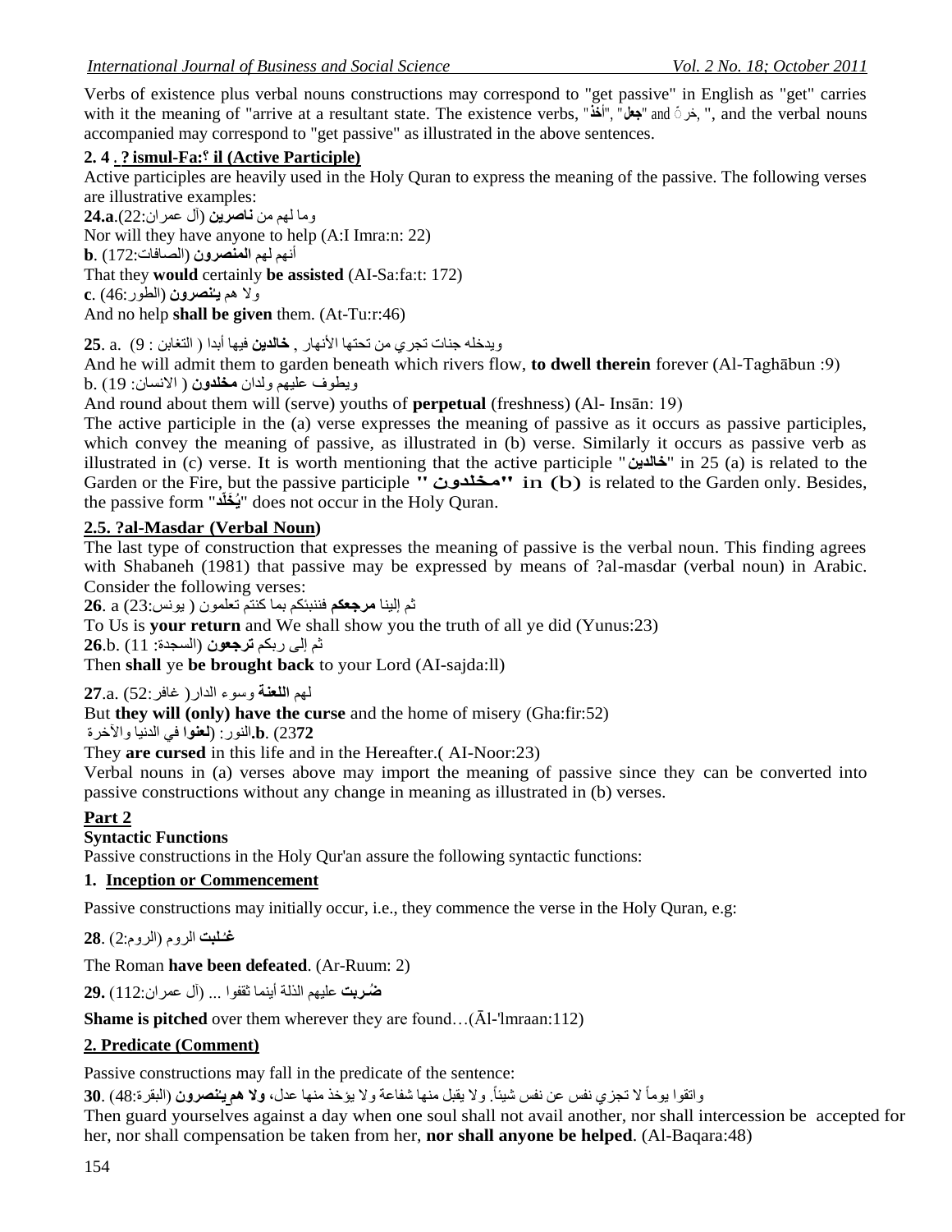Verbs of existence plus verbal nouns constructions may correspond to "get passive" in English as "get" carries with it the meaning of "arrive at a resultant state. The existence verbs, "**أخذ**", "**جعل**" and Ô خر, ", and the verbal nouns accompanied may correspond to "get passive" as illustrated in the above sentences.

### 2. 4 . ? ismul-Fa:ʕ il (Active Participle)

Active participles are heavily used in the Holy Quran to express the meaning of the passive. The following verses are illustrative examples:

**24.a**.(آل عمران:22) وما لهم من **ناصرين**

Nor will they have anyone to help (A:I Imra:n: 22)

**b**. (الصافات:172) أنهم لهم **المنصورون**

That they **would** certainly **be assisted** (AI-Sa:fa:t: 172)

**c**. (الطور:46) ولا هم **يُنصرون**

And no help **shall be given** them. (At-Tu:r:46)

**25**. a. (9 : التغابن ) ويدخله جنات تجري من تحتها الأنهار , **خالدين** فيها أبدا

And he will admit them to garden beneath which rivers flow, **to dwell therein** forever (Al-Taghābun :9)

b. (19 :الانسان ) ويطوف عليهم ولدان **مخلدون**

And round about them will (serve) youths of **perpetual** (freshness) (Al- Insān: 19)

The active participle in the (a) verse expresses the meaning of passive as it occurs as passive participles, which convey the meaning of passive, as illustrated in (b) verse. Similarly it occurs as passive verb as illustrated in (c) verse. It is worth mentioning that the active participle "**خالدين**" in 25 (a) is related to the Garden or the Fire, but the passive participle "**مخلدون**" in (b) is related to the Garden only. Besides, the passive form "**يُخلَّد**" does not occur in the Holy Quran.

### 2.5. ?al-Masdar (Verbal Noun)

The last type of construction that expresses the meaning of passive is the verbal noun. This finding agrees with Shabaneh (1981) that passive may be expressed by means of ?al-masdar (verbal noun) in Arabic. Consider the following verses:

**26**. a (يونس:23 ) ثم إلينا **مرجعكم** فننبئكم بما كنتم تعلمون

To Us is **your return** and We shall show you the truth of all ye did (Yunus:23)

**26**.b. (السجدة: 11) ثم إلى ربكم **ترجعون**

Then **shall** ye **be brought back** to your Lord (AI-sajda:ll)

**27**.a. (غافر:52 ) لهم **اللعنة** وسوء الدار

But **they will (only) have the curse** and the home of misery (Gha:fir:52)

**b**. (23**72**النور: (**لعنوا** في الدنيا والآخرة

They **are cursed** in this life and in the Hereafter.( AI-Noor:23)

Verbal nouns in (a) verses above may import the meaning of passive since they can be converted into passive constructions without any change in meaning as illustrated in (b) verses.

## Part 2

### Syntactic Functions

Passive constructions in the Holy Qur'an assure the following syntactic functions:

### 1. Inception or Commencement

Passive constructions may initially occur, i.e., they commence the verse in the Holy Quran, e.g:

**28**. (الروم:2) **غُلبت** الروم

The Roman **have been defeated**. (Ar-Ruum: 2)

**29.** (آل عمران:112) ... **ضُربت** عليهم الذلة أينما ثقفوا

**Shame is pitched** over them wherever they are found…(Āl-'lmraan:112)

### 2. Predicate (Comment)

Passive constructions may fall in the predicate of the sentence:

**30**. (البقرة:48) واتقوا يوماً لا تجزي نفس عن نفس شيئاً. ولا يقبل منها شفاعة ولا يؤخذ منها عدل، **ولا هم يُنصرون**

Then guard yourselves against a day when one soul shall not avail another, nor shall intercession be accepted for her, nor shall compensation be taken from her, **nor shall anyone be helped**. (Al-Baqara:48)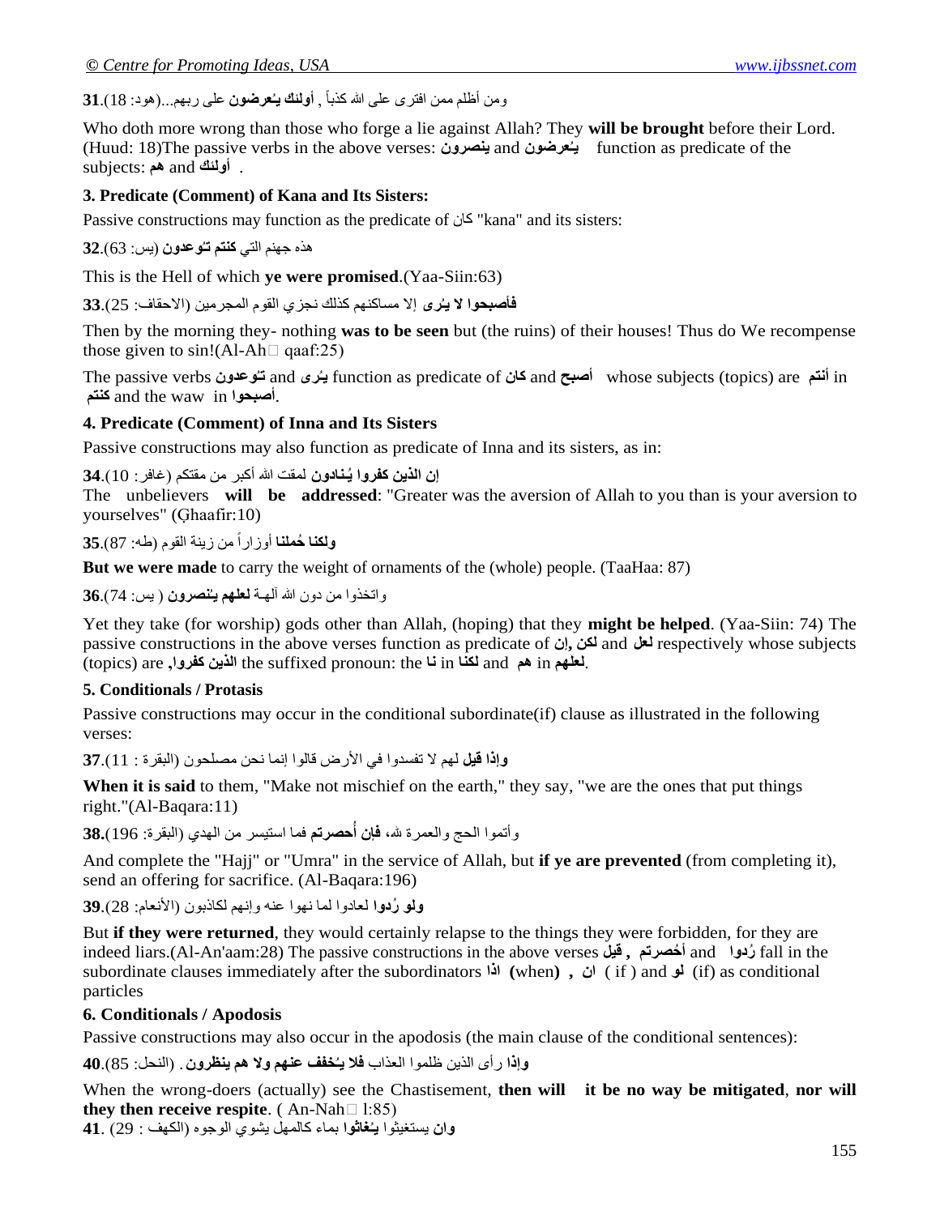**31**.(18 :ومن أظلم ممن افترى على الله كذباً , **أولئك يُعرضون** على ربهم...(هود

Who doth more wrong than those who forge a lie against Allah? They **will be brought** before their Lord. (Huud: 18)The passive verbs in the above verses: **ينصرون** and **يُعرضون** function as predicate of the subjects: **هم** and **أولئك** .

### 3. Predicate (Comment) of Kana and Its Sisters:

Passive constructions may function as the predicate of كان "kana" and its sisters:

**32**.(63 :هذه جهنم التي **كنتم تُوعدون** (يس

This is the Hell of which **ye were promised**.(Yaa-Siin:63)

**33**.(25 :**فأصبحوا لا يُرى** إلا مساكنهم كذلك نجزي القوم المجرمين (الاحقاف

Then by the morning they- nothing **was to be seen** but (the ruins) of their houses! Thus do We recompense those given to sin!(Al-Ah qaaf:25)

The passive verbs **تُوعدون** and **يُرى** function as predicate of **كان** and **أصبح** whose subjects (topics) are **أنتم** in **كنتم** and the waw in **أصبحوا**.

### 4. Predicate (Comment) of Inna and Its Sisters

Passive constructions may also function as predicate of Inna and its sisters, as in:

**34**.(10 : **إن الذين كفروا يُنادون** لمقت الله أكبر من مقتكم (غافر

The unbelievers **will be addressed**: "Greater was the aversion of Allah to you than is your aversion to yourselves" (Ghaafir:10)

**35**.(87 :**ولكنا حُملنا** أوزاراً من زينة القوم (طه

**But we were made** to carry the weight of ornaments of the (whole) people. (TaaHaa: 87)

**36**.(74 :واتخذوا من دون الله آلهة **لعلهم يُنصرون** ( يس

Yet they take (for worship) gods other than Allah, (hoping) that they **might be helped**. (Yaa-Siin: 74) The passive constructions in the above verses function as predicate of **إن, لكن** and **لعل** respectively whose subjects (topics) are **الذين كفروا,** the suffixed pronoun: the **نا** in **لكنا** and **هم** in **لعلهم**.

### 5. Conditionals / Protasis

Passive constructions may occur in the conditional subordinate(if) clause as illustrated in the following verses:

**37**.(11 : **وإذا قيل** لهم لا تفسدوا في الأرض قالوا إنما نحن مصلحون (البقرة

**When it is said** to them, "Make not mischief on the earth," they say, "we are the ones that put things right."(Al-Baqara:11)

**38.**(196 :وأتموا الحج والعمرة لله، **فإن أُحصرتم** فما استيسر من الهدي (البقرة

And complete the "Hajj" or "Umra" in the service of Allah, but **if ye are prevented** (from completing it), send an offering for sacrifice. (Al-Baqara:196)

**39**.(28 :**ولو رُدوا** لعادوا لما نهوا عنه وإنهم لكاذبون (الأنعام

But **if they were returned**, they would certainly relapse to the things they were forbidden, for they are indeed liars.(Al-An'aam:28) The passive constructions in the above verses **قيل , أحُصرتم** and **رُدوا** fall in the subordinate clauses immediately after the subordinators **اذا** **(**when**)** , **ان** ( if ) and **لو** (if) as conditional particles

### 6. Conditionals / Apodosis

Passive constructions may also occur in the apodosis (the main clause of the conditional sentences):

**40**.(85 :**وإذا** رأى الذين ظلموا العذاب **فلا يُخفف عنهم ولا هم ينظرون**. (النحل

When the wrong-doers (actually) see the Chastisement, **then will it be no way be mitigated**, **nor will they then receive respite**. ( An-Nah l:85)

**41**. (29 : **وان** يستغيثوا **يُغاثوا** بماء كالمهل يشوي الوجوه (الكهف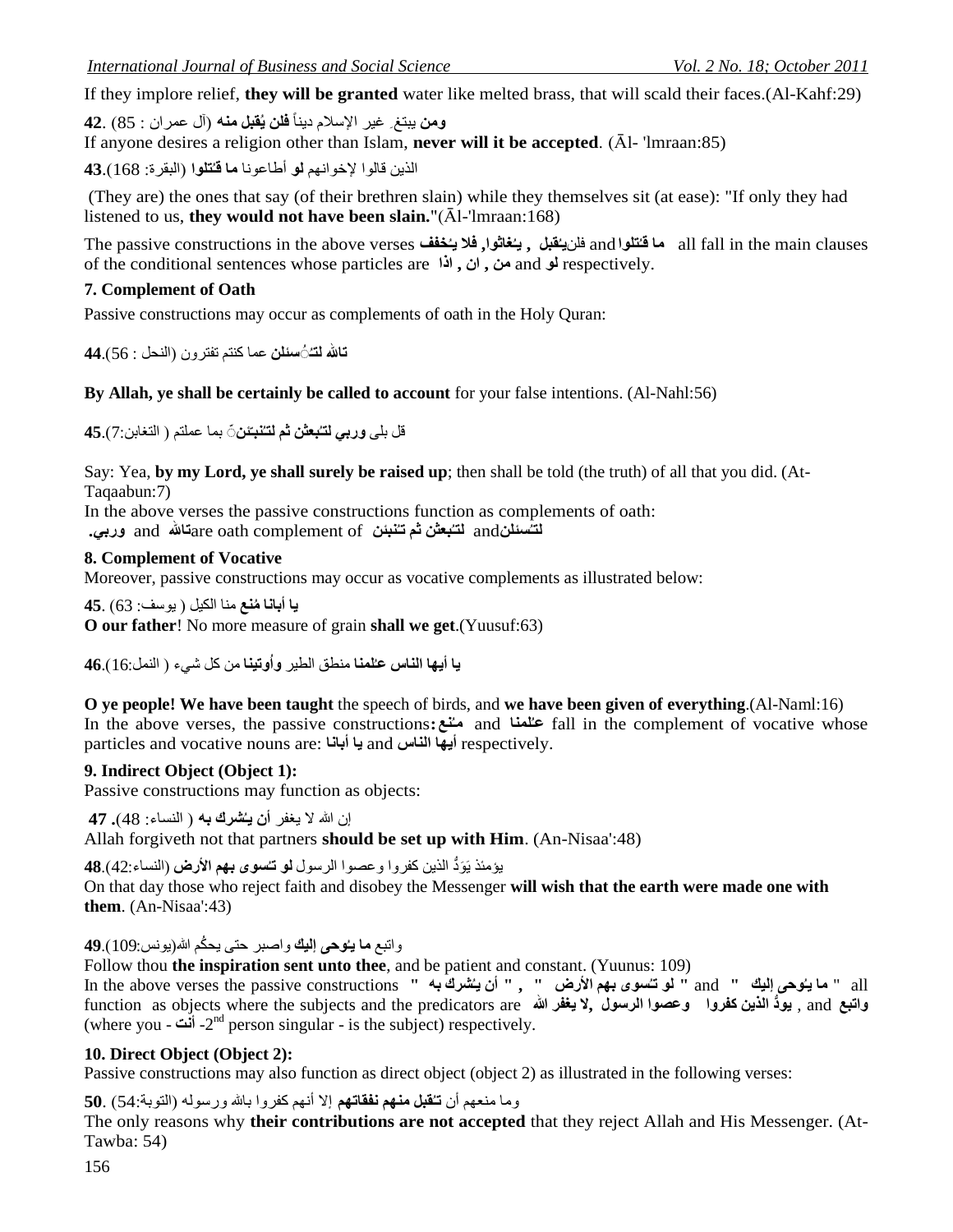If they implore relief, **they will be granted** water like melted brass, that will scald their faces.(Al-Kahf:29)

**42**. ومن يبتغِ غير الإسلام ديناً **فلن يُقبل منه** (آل عمران : 85)

If anyone desires a religion other than Islam, **never will it be accepted**. (Āl- 'lmraan:85)

**43**.الذين قالوا لإخوانهم **لو** أطاعونا **ما قُتلوا** (البقرة: 168)

(They are) the ones that say (of their brethren slain) while they themselves sit (at ease): "If only they had listened to us, **they would not have been slain.**"(Āl-'lmraan:168)

The passive constructions in the above verses **فلا يُخفف ,يُغاثوا , يُقبل** فلن and **ما قُتلوا** all fall in the main clauses of the conditional sentences whose particles are **اذا , ان , من** and **لو** respectively.

**7. Complement of Oath**

Passive constructions may occur as complements of oath in the Holy Quran:

**44**.**تالله لتُسئلن** عما كنتم تفترون (النحل : 56)

**By Allah, ye shall be certainly be called to account** for your false intentions. (Al-Nahl:56)

**45**.قل بلى **وربي لتُبعثن ثم لتُنبئن** بما عملتم ( التغابن:7)

Say: Yea, **by my Lord, ye shall surely be raised up**; then shall be told (the truth) of all that you did. (At-Taqaabun:7)

In the above verses the passive constructions function as complements of oath:

**لتُسئلن** and **لتُبعثن ثم تُنبئن** are oath complement of **تالله** and **وربي.**

**8. Complement of Vocative**

Moreover, passive constructions may occur as vocative complements as illustrated below:

**45**. **يا أبانا مُنع** منا الكيل ( يوسف: 63)

**O our father**! No more measure of grain **shall we get**.(Yuusuf:63)

**46**.**يا أيها الناس عُلمنا** منطق الطير **وأوتينا** من كل شيء ( النمل:16)

**O ye people! We have been taught** the speech of birds, and **we have been given of everything**.(Al-Naml:16)

In the above verses, the passive constructions**: مُنع** and **عُلمنا** fall in the complement of vocative whose particles and vocative nouns are: **يا أبانا** and **أيها الناس** respectively.

**9. Indirect Object (Object 1):**

Passive constructions may function as objects:

**47**. إن الله لا يغفر **أن يُشرك به** ( النساء: 48)

Allah forgiveth not that partners **should be set up with Him**. (An-Nisaa':48)

**48**.يومئذ يَوَدُّ الذين كفروا وعصوا الرسول **لو تُسوى بهم الأرض** (النساء:42)

On that day those who reject faith and disobey the Messenger **will wish that the earth were made one with them**. (An-Nisaa':43)

**49**.واتبع **ما يُوحى إليك** واصبر حتى يحكُم الله(يونس:109)

Follow thou **the inspiration sent unto thee**, and be patient and constant. (Yuunus: 109)

In the above verses the passive constructions **" أن يُشرك به " , " لو تُسوى بهم الأرض "** and **" ما يُوحى إليك "** all function as objects where the subjects and the predicators are **لا يغفر الله** , **يودُّ الذين كفروا وعصوا الرسول** , and **واتبع** (where you - **أنت** -2nd person singular - is the subject) respectively.

**10. Direct Object (Object 2):**

Passive constructions may also function as direct object (object 2) as illustrated in the following verses:

**50**. وما منعهم أن **تُقبل منهم نفقاتهم** إلا أنهم كفروا بالله ورسوله (التوبة:54)

The only reasons why **their contributions are not accepted** that they reject Allah and His Messenger. (At-Tawba: 54)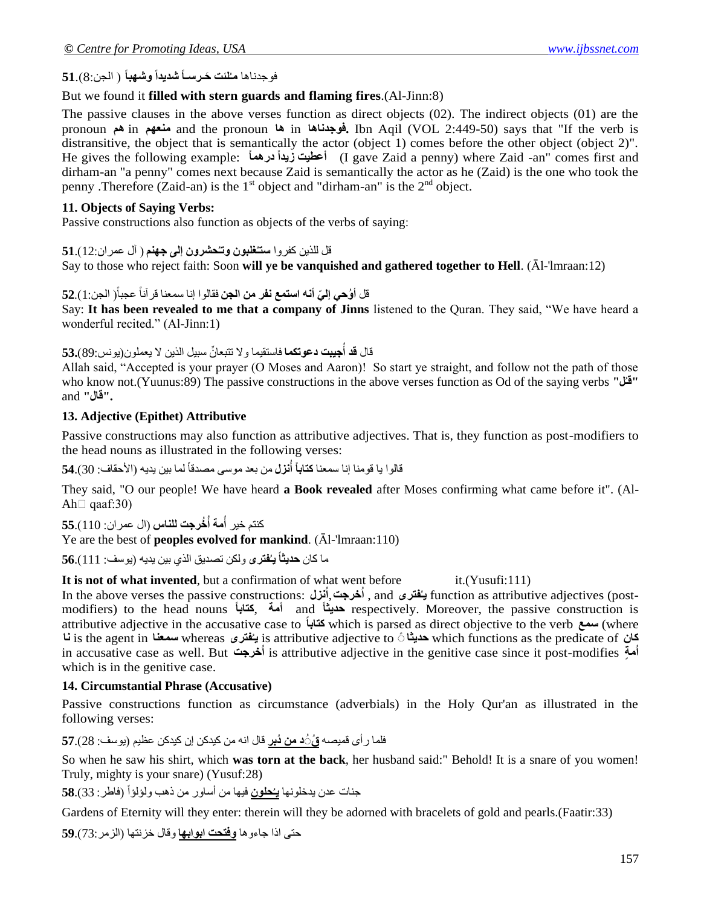فوجدناها **مُلئت حَرساً شديداً وشهباً** ( الجن:8).**51**

But we found it **filled with stern guards and flaming fires**.(Al-Jinn:8)

The passive clauses in the above verses function as direct objects (02). The indirect objects (01) are the pronoun **هم** in **منعهم** and the pronoun **ها** in **فوجدناها.** Ibn Aqil (VOL 2:449-50) says that "If the verb is distranstive, the object that is semantically the actor (object 1) comes before the other object (object 2)". He gives the following example: **أعطيت زيداً درهماً** (I gave Zaid a penny) where Zaid -an" comes first and dirham-an "a penny" comes next because Zaid is semantically the actor as he (Zaid) is the one who took the penny .Therefore (Zaid-an) is the 1st object and "dirham-an" is the 2nd object.

### 11. Objects of Saying Verbs:

Passive constructions also function as objects of the verbs of saying:

قل للذين كفروا **ستُغلبون وتحشرون إلى جهنم** ( آل عمران:12).**51**

Say to those who reject faith: Soon **will ye be vanquished and gathered together to Hell**. (Ā1-'lmraan:12)

قل **أُوحي إليّ أنه استمع نفر من الجن** فقالوا إنا سمعنا قرآناً عجباً( الجن:1).**52**

Say: **It has been revealed to me that a company of Jinns** listened to the Quran. They said, "We have heard a wonderful recited." (Al-Jinn:1)

قال **قد أُجيبت دعوتكما** فاستقيما ولا تتبعانِّ سبيل الذين لا يعملون(يونس:89).**53**

Allah said, "Accepted is your prayer (O Moses and Aaron)! So start ye straight, and follow not the path of those who know not.(Yuunus:89) The passive constructions in the above verses function as Od of the saying verbs **"قُل"** and **"قال".**

### 13. Adjective (Epithet) Attributive

Passive constructions may also function as attributive adjectives. That is, they function as post-modifiers to the head nouns as illustrated in the following verses:

قالوا يا قومنا إنا سمعنا **كتاباً أُنزل** من بعد موسى مصدقاً لما بين يديه (الأحقاف: 30).**54**

They said, "O our people! We have heard **a Book revealed** after Moses confirming what came before it". (Al-Ah qaaf:30)

كنتم خير **أمة أُخرجت للناس** (ال عمران: 110).**55**

Ye are the best of **peoples evolved for mankind**. (Ā1-'lmraan:110)

ما كان **حديثاً يُفترى** ولكن تصديق الذي بين يديه (يوسف: 111).**56**

**It is not of what invented**, but a confirmation of what went before it.(Yusufi:111)

In the above verses the passive constructions: **أُنزل ,أُخرجت** , and **يُفترى** function as attributive adjectives (post-modifiers) to the head nouns **كتاباً**, **أمة** and **حديثاً** respectively. Moreover, the passive construction is attributive adjective in the accusative case to **كتاباً** which is parsed as direct objective to the verb **سمع** (where **نا** is the agent in **سمعنا** whereas **يُفترى** is attributive adjective to **حديثاً** which functions as the predicate of **كان** in accusative case as well. But **أُخرجت** is attributive adjective in the genitive case since it post-modifies **أمةٍ** which is in the genitive case.

### 14. Circumstantial Phrase (Accusative)

Passive constructions function as circumstance (adverbials) in the Holy Qur'an as illustrated in the following verses:

فلما رأى قميصه **قُدّ من دُبر** قال انه من كيدكن إن كيدكن عظيم (يوسف: 28).**57**

So when he saw his shirt, which **was torn at the back**, her husband said:" Behold! It is a snare of you women! Truly, mighty is your snare) (Yusuf:28)

جنات عدن يدخلونها **يُحلون** فيها من أساور من ذهب ولؤلؤاً (فاطر: 33).**58**

Gardens of Eternity will they enter: therein will they be adorned with bracelets of gold and pearls.(Faatir:33)

حتى اذا جاءوها **وفُتحت ابوابها** وقال خزنتها (الزمر:73).**59**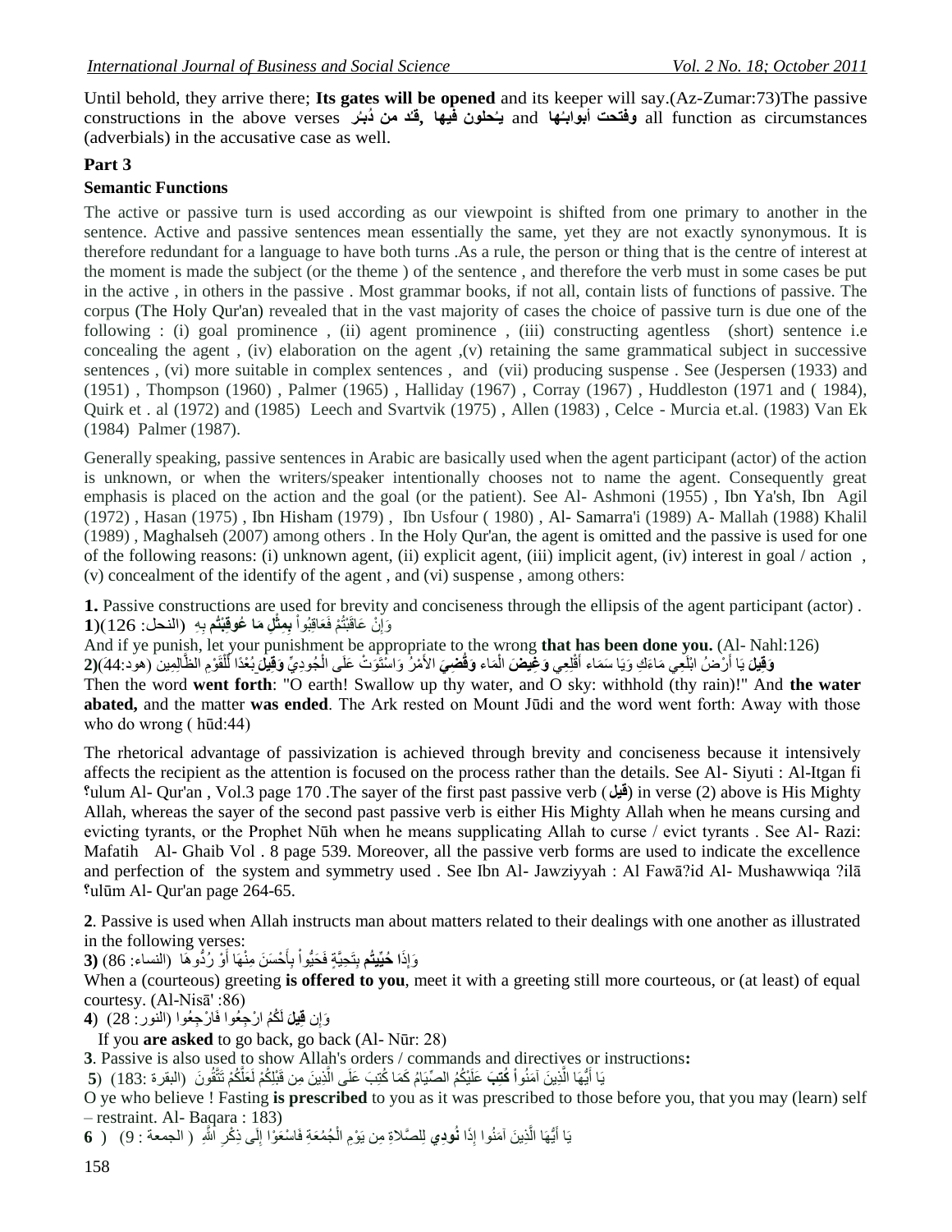Until behold, they arrive there; **Its gates will be opened** and its keeper will say.(Az-Zumar:73)The passive constructions in the above verses **يُحلون فيها ,قُدّ من دُبُر** and **وفتحت أبوابُها** all function as circumstances (adverbials) in the accusative case as well.

## Part 3

### Semantic Functions

The active or passive turn is used according as our viewpoint is shifted from one primary to another in the sentence. Active and passive sentences mean essentially the same, yet they are not exactly synonymous. It is therefore redundant for a language to have both turns .As a rule, the person or thing that is the centre of interest at the moment is made the subject (or the theme ) of the sentence , and therefore the verb must in some cases be put in the active , in others in the passive . Most grammar books, if not all, contain lists of functions of passive. The corpus (The Holy Qur'an) revealed that in the vast majority of cases the choice of passive turn is due one of the following : (i) goal prominence , (ii) agent prominence , (iii) constructing agentless (short) sentence i.e concealing the agent , (iv) elaboration on the agent ,(v) retaining the same grammatical subject in successive sentences , (vi) more suitable in complex sentences , and (vii) producing suspense . See (Jespersen (1933) and (1951) , Thompson (1960) , Palmer (1965) , Halliday (1967) , Corray (1967) , Huddleston (1971 and ( 1984), Quirk et . al (1972) and (1985) Leech and Svartvik (1975) , Allen (1983) , Celce - Murcia et.al. (1983) Van Ek (1984) Palmer (1987).

Generally speaking, passive sentences in Arabic are basically used when the agent participant (actor) of the action is unknown, or when the writers/speaker intentionally chooses not to name the agent. Consequently great emphasis is placed on the action and the goal (or the patient). See Al- Ashmoni (1955) , Ibn Ya'sh, Ibn Agil (1972) , Hasan (1975) , Ibn Hisham (1979) , Ibn Usfour ( 1980) , Al- Samarra'i (1989) A- Mallah (1988) Khalil (1989) , Maghalseh (2007) among others . In the Holy Qur'an, the agent is omitted and the passive is used for one of the following reasons: (i) unknown agent, (ii) explicit agent, (iii) implicit agent, (iv) interest in goal / action , (v) concealment of the identify of the agent , and (vi) suspense , among others:

**1.** Passive constructions are used for brevity and conciseness through the ellipsis of the agent participant (actor) .

**1)** وَإِنْ عَاقَبْتُمْ فَعَاقِبُواْ **بِمِثْلِ مَا عُوقِبْتُم** بِهِ (النحل: 126)

And if ye punish, let your punishment be appropriate to the wrong **that has been done you.** (Al- Nahl:126)

**2)** وَ**قِيلَ** يَا أَرْضُ ابْلَعِي مَاءكِ وَيَا سَمَاء أَقْلِعِي وَ**غِيضَ** الْمَاء وَ**قُضِيَ** الأَمْرُ وَاسْتَوَتْ عَلَى الْجُودِيِّ وَ**قِيلَ** بُعْداً لِّلْقَوْمِ الظَّالِمِين (هود:44)

Then the word **went forth**: "O earth! Swallow up thy water, and O sky: withhold (thy rain)!" And **the water abated,** and the matter **was ended**. The Ark rested on Mount Jūdi and the word went forth: Away with those who do wrong ( hūd:44)

The rhetorical advantage of passivization is achieved through brevity and conciseness because it intensively affects the recipient as the attention is focused on the process rather than the details. See Al- Siyuti : Al-Itgan fi ʕulum Al- Qur'an , Vol.3 page 170 .The sayer of the first past passive verb (**قيل**) in verse (2) above is His Mighty Allah, whereas the sayer of the second past passive verb is either His Mighty Allah when he means cursing and evicting tyrants, or the Prophet Nūh when he means supplicating Allah to curse / evict tyrants . See Al- Razi: Mafatih Al- Ghaib Vol . 8 page 539. Moreover, all the passive verb forms are used to indicate the excellence and perfection of the system and symmetry used . See Ibn Al- Jawziyyah : Al Fawā?id Al- Mushawwiqa ?ilā ʕulūm Al- Qur'an page 264-65.

**2**. Passive is used when Allah instructs man about matters related to their dealings with one another as illustrated in the following verses:

**3)** وَإِذَا **حُيِّيتُم** بِتَحِيَّةٍ فَحَيُّواْ بِأَحْسَنَ مِنْهَا أَوْ رُدُّوهَا (النساء: 86)

When a (courteous) greeting **is offered to you**, meet it with a greeting still more courteous, or (at least) of equal courtesy. (Al-Nisā' :86)

**4)** وَإِن **قِيلَ** لَكُمُ ارْجِعُوا فَارْجِعُوا (النور: 28)

If you **are asked** to go back, go back (Al- Nūr: 28)

**3**. Passive is also used to show Allah's orders / commands and directives or instructions**:**

**5)** يَا أَيُّهَا الَّذِينَ آمَنُواْ **كُتِبَ** عَلَيْكُمُ الصِّيَامُ كَمَا كُتِبَ عَلَى الَّذِينَ مِن قَبْلِكُمْ لَعَلَّكُمْ تَتَّقُونَ (البقرة :183)

O ye who believe ! Fasting **is prescribed** to you as it was prescribed to those before you, that you may (learn) self – restraint. Al- Baqara : 183)

**6** ) يَا أَيُّهَا الَّذِينَ آمَنُوا إِذَا **نُودِي** لِلصَّلَاةِ مِن يَوْمِ الْجُمُعَةِ فَاسْعَوْا إِلَى ذِكْرِ اللَّهِ ( الجمعة : 9)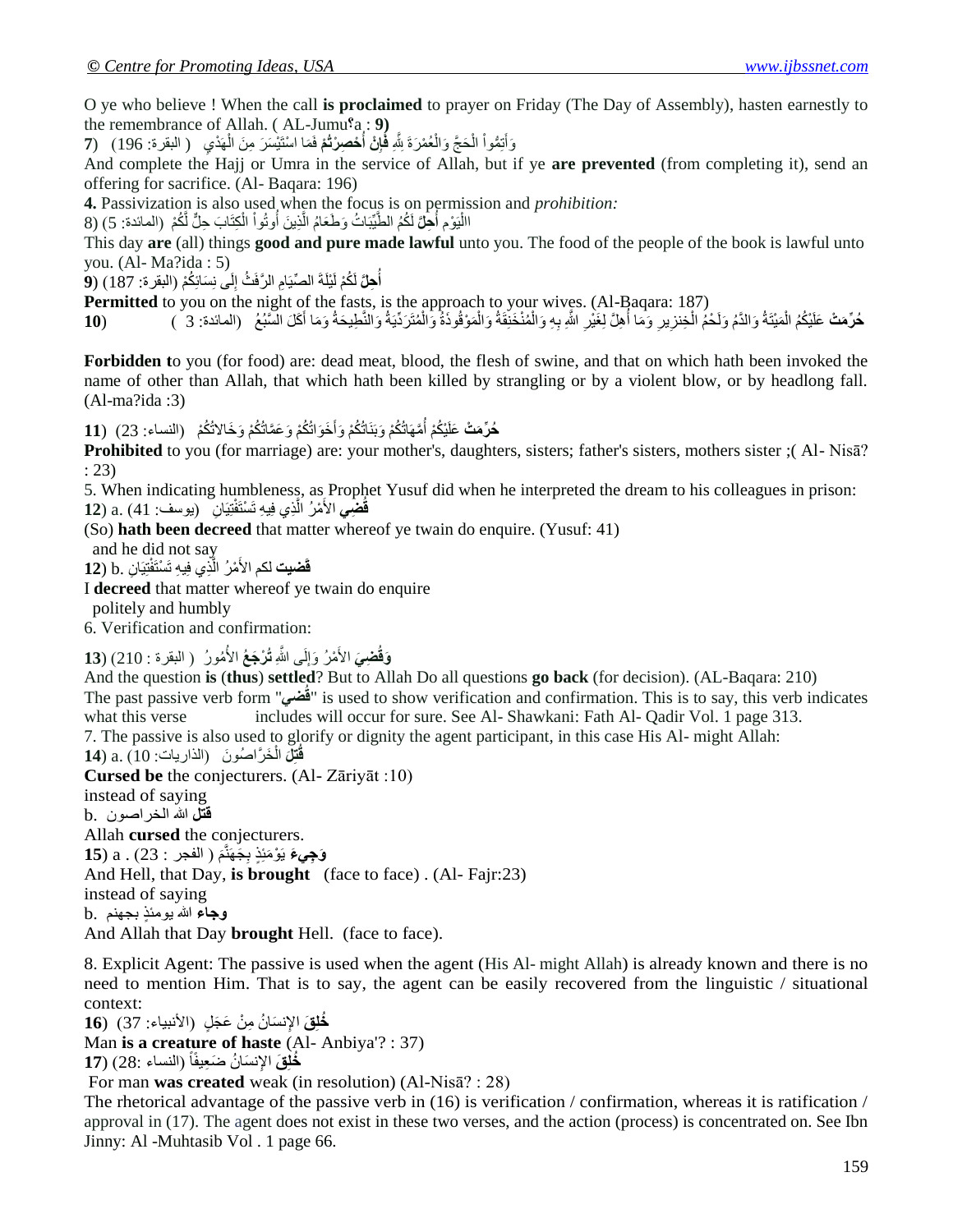O ye who believe ! When the call **is proclaimed** to prayer on Friday (The Day of Assembly), hasten earnestly to the remembrance of Allah. ( AL-Jumuʕa : **9)**

وَأَتِمُّواْ الْحَجَّ وَالْعُمْرَةَ لِلّهِ **فَإِنْ أُحْصِرْتُمْ** فَمَا اسْتَيْسَرَ مِنَ الْهَدْيِ ( البقرة: 196 ) **(7**

And complete the Hajj or Umra in the service of Allah, but if ye **are prevented** (from completing it), send an offering for sacrifice. (Al- Baqara: 196)

**4.** Passivization is also used when the focus is on permission and *prohibition:*

الْيَوْمَ **أُحِلَّ** لَكُمُ الطَّيِّبَاتُ وَطَعَامُ الَّذِينَ أُوتُواْ الْكِتَابَ حِلٌّ لَّكُمْ (المائدة: 5) (8

This day **are** (all) things **good and pure made lawful** unto you. The food of the people of the book is lawful unto you. (Al- Ma?ida : 5)

**أُحِلَّ** لَكُمْ لَيْلَةَ الصِّيَامِ الرَّفَثُ إِلَى نِسَآئِكُمْ (البقرة: 187) **(9**

**Permitted** to you on the night of the fasts, is the approach to your wives. (Al-Baqara: 187)

**حُرِّمَتْ** عَلَيْكُمُ الْمَيْتَةُ وَالْدَّمُ وَلَحْمُ الْخِنْزِيرِ وَمَا أُهِلَّ لِغَيْرِ اللّهِ بِهِ وَالْمُنْخَنِقَةُ وَالْمَوْقُوذَةُ وَالْمُتَرَدِّيَةُ وَالنَّطِيحَةُ وَمَا أَكَلَ السَّبُعُ (المائدة: 3 ) **(10**

**Forbidden t**o you (for food) are: dead meat, blood, the flesh of swine, and that on which hath been invoked the name of other than Allah, that which hath been killed by strangling or by a violent blow, or by headlong fall. (Al-ma?ida :3)

**حُرِّمَتْ** عَلَيْكُمْ أُمَّهَاتُكُمْ وَبَنَاتُكُمْ وَأَخَوَاتُكُمْ وَعَمَّاتُكُمْ وَخَالاَتُكُمْ (النساء: 23) **(11**

**Prohibited** to you (for marriage) are: your mother's, daughters, sisters; father's sisters, mothers sister ;( Al- Nisā? : 23)

5. When indicating humbleness, as Prophet Yusuf did when he interpreted the dream to his colleagues in prison:

**قُضِيَ** الأَمْرُ الَّذِي فِيهِ تَسْتَفْتِيَانِ (يوسف: 41) a. **(12**

(So) **hath been decreed** that matter whereof ye twain do enquire. (Yusuf: 41)

and he did not say

**قضيت** لكم الأَمْرُ الَّذِي فِيهِ تَسْتَفْتِيَانِ b. **(12**

I **decreed** that matter whereof ye twain do enquire

politely and humbly

6. Verification and confirmation:

**وَقُضِيَ** الأَمْرُ وَإِلَى اللّهِ **تُرْجَعُ** الأُمُورُ ( البقرة : 210) **(13**

And the question **is** (**thus**) **settled**? But to Allah Do all questions **go back** (for decision). (AL-Baqara: 210)

The past passive verb form "**قُضِيَ**" is used to show verification and confirmation. This is to say, this verb indicates what this verse includes will occur for sure. See Al- Shawkani: Fath Al- Qadir Vol. 1 page 313.

7. The passive is also used to glorify or dignity the agent participant, in this case His Al- might Allah:

**قُتِلَ** الْخَرَّاصُونَ (الذاريات: 10) a. **(14**

**Cursed be** the conjecturers. (Al- Zāriyāt :10)

instead of saying

**قتل** الله الخراصون b.

Allah **cursed** the conjecturers.

**وَجِيءَ** يَوْمَئِذٍ بِجَهَنَّمَ ( الفجر : 23) . a **(15**

And Hell, that Day, **is brought** (face to face) . (Al- Fajr:23)

instead of saying

**وجاء** الله يومئذٍ بجهنم b.

And Allah that Day **brought** Hell. (face to face).

8. Explicit Agent: The passive is used when the agent (His Al- might Allah) is already known and there is no need to mention Him. That is to say, the agent can be easily recovered from the linguistic / situational context:

**خُلِقَ** الإِنسَانُ مِنْ عَجَلٍ (الأنبياء: 37) **(16**

Man **is a creature of haste** (Al- Anbiya'? : 37)

**خُلِقَ** الإِنسَانُ ضَعِيفاً (النساء :28) **(17**

For man **was created** weak (in resolution) (Al-Nisā? : 28)

The rhetorical advantage of the passive verb in (16) is verification / confirmation, whereas it is ratification / approval in (17). The agent does not exist in these two verses, and the action (process) is concentrated on. See Ibn Jinny: Al -Muhtasib Vol . 1 page 66.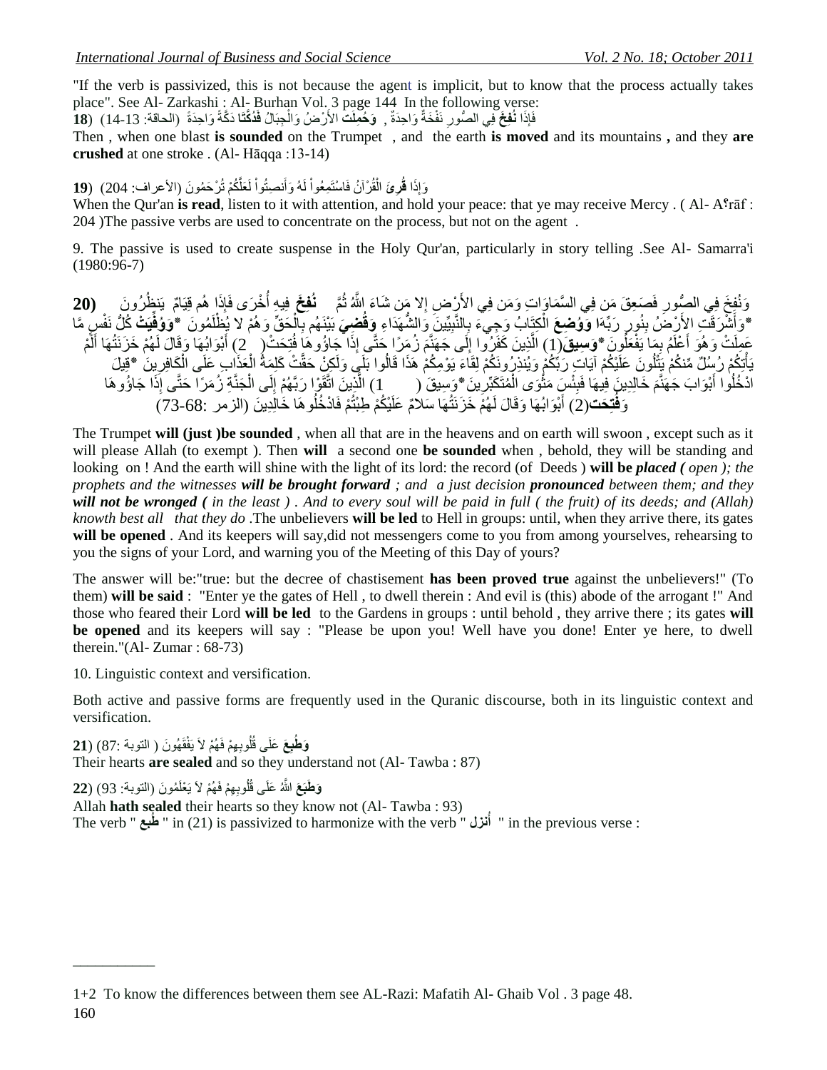"If the verb is passivized, this is not because the agent is implicit, but to know that the process actually takes place". See Al- Zarkashi : Al- Burhan Vol. 3 page 144 In the following verse:

**18)** فَإِذَا **نُفِخَ** فِي الصُّورِ نَفْخَةٌ وَاحِدَةٌ , **وَحُمِلَتِ** الأَرْضُ وَالْجِبَالُ **فَدُكَّتَا** دَكَّةً وَاحِدَةً (الحاقة: 13-14)

Then , when one blast **is sounded** on the Trumpet , and the earth **is moved** and its mountains **,** and they **are crushed** at one stroke . (Al- Hāqqa :13-14)

**19)** وَإِذَا **قُرِئَ** الْقُرْآنُ فَاسْتَمِعُواْ لَهُ وَأَنصِتُواْ لَعَلَّكُمْ تُرْحَمُونَ (الأعراف: 204)

When the Qur'an **is read**, listen to it with attention, and hold your peace: that ye may receive Mercy . ( Al- Aʕrāf : 204 )The passive verbs are used to concentrate on the process, but not on the agent .

9. The passive is used to create suspense in the Holy Qur'an, particularly in story telling .See Al- Samarra'i (1980:96-7)

**20)** وَنُفِخَ فِي الصُّورِ فَصَعِقَ مَن فِي السَّمَاوَاتِ وَمَن فِي الأَرْضِ إِلا مَن شَاءَ اللَّهُ ثُمَّ **نُفِخَ** فِيهِ أُخْرَى فَإِذَا هُم قِيَامٌ يَنظُرُونَ *وَأَشْرَقَتِ الأَرْضُ بِنُورِ رَبِّهَا **وَوُضِعَ** الْكِتَابُ وَجِيءَ بِالنَّبِيِّينَ وَالشُّهَدَاءِ **وَقُضِيَ** بَيْنَهُم بِالْحَقِّ وَهُمْ لا يُظْلَمُونَ ***وَوُفِّيَتْ** كُلُّ نَفْسٍ مَّا عَمِلَتْ وَهُوَ أَعْلَمُ بِمَا يَفْعَلُونَ ***وَسِيقَ**(1) الَّذِينَ كَفَرُوا إِلَى جَهَنَّمَ زُمَرًا حَتَّى إِذَا جَاؤُوهَا فُتِحَتْ( 2) أَبْوَابُهَا وَقَالَ لَهُمْ خَزَنَتُهَا أَلَمْ يَأْتِكُمْ رُسُلٌ مِّنكُمْ يَتْلُونَ عَلَيْكُمْ آيَاتِ رَبِّكُمْ وَيُنذِرُونَكُمْ لِقَاءَ يَوْمِكُمْ هَذَا قَالُوا بَلَى وَلَكِنْ حَقَّتْ كَلِمَةُ الْعَذَابِ عَلَى الْكَافِرِينَ *قِيلَ ادْخُلُوا أَبْوَابَ جَهَنَّمَ خَالِدِينَ فِيهَا فَبِئْسَ مَثْوَى الْمُتَكَبِّرِينَ *وَسِيقَ ( 1) الَّذِينَ اتَّقَوْا رَبَّهُمْ إِلَى الْجَنَّةِ زُمَرًا حَتَّى إِذَا جَاؤُوهَا **وَفُتِحَتْ**(2) أَبْوَابُهَا وَقَالَ لَهُمْ خَزَنَتُهَا سَلامٌ عَلَيْكُمْ طِبْتُمْ فَادْخُلُوهَا خَالِدِينَ (الزمر :68-73)

The Trumpet **will (just )be sounded** , when all that are in the heavens and on earth will swoon , except such as it will please Allah (to exempt ). Then **will** a second one **be sounded** when , behold, they will be standing and looking on ! And the earth will shine with the light of its lord: the record (of Deeds ) **will be** ***placed ( open ); the prophets and the witnesses will be brought forward ; and a just decision pronounced between them; and they will not be wronged ( in the least )*** *. And to every soul will be paid in full ( the fruit) of its deeds; and (Allah) knowth best all that they do* .The unbelievers **will be led** to Hell in groups: until, when they arrive there, its gates **will be opened** . And its keepers will say,did not messengers come to you from among yourselves, rehearsing to you the signs of your Lord, and warning you of the Meeting of this Day of yours?

The answer will be:"true: but the decree of chastisement **has been proved true** against the unbelievers!" (To them) **will be said** : "Enter ye the gates of Hell , to dwell therein : And evil is (this) abode of the arrogant !" And those who feared their Lord **will be led** to the Gardens in groups : until behold , they arrive there ; its gates **will be opened** and its keepers will say : "Please be upon you! Well have you done! Enter ye here, to dwell therein."(Al- Zumar : 68-73)

10. Linguistic context and versification.

Both active and passive forms are frequently used in the Quranic discourse, both in its linguistic context and versification.

**21)** **وَطُبِعَ** عَلَى قُلُوبِهِمْ فَهُمْ لاَ يَفْقَهُونَ ( التوبة :87)

Their hearts **are sealed** and so they understand not (Al- Tawba : 87)

**22)** **وَطَبَعَ** اللَّهُ عَلَى قُلُوبِهِمْ فَهُمْ لاَ يَعْلَمُونَ (التوبة: 93)

Allah **hath sealed** their hearts so they know not (Al- Tawba : 93)

The verb " **طُبِعَ** " in (21) is passivized to harmonize with the verb " **أُنزِلَ** " in the previous verse :

---

1+2 To know the differences between them see AL-Razi: Mafatih Al- Ghaib Vol . 3 page 48.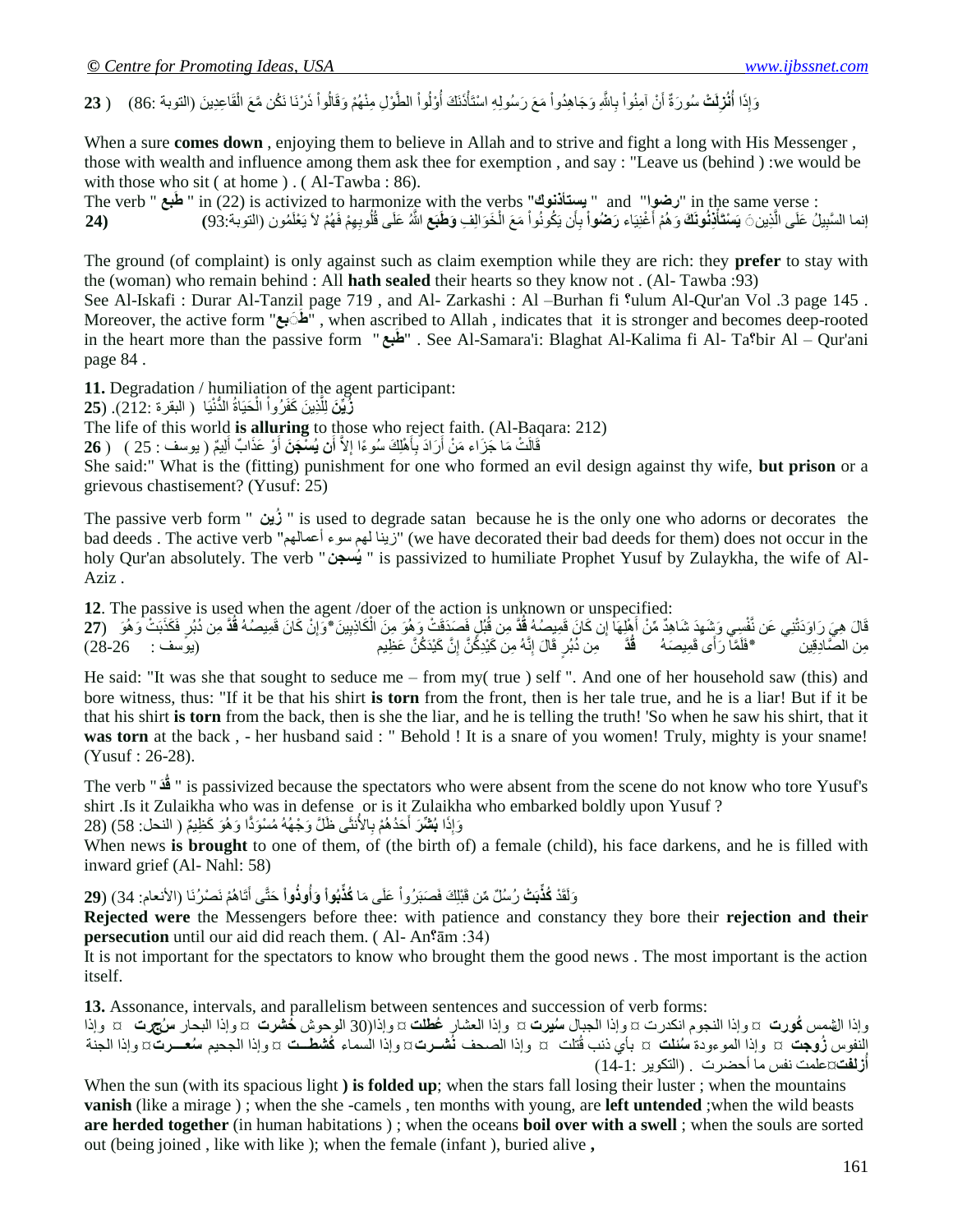وَإِذَا **أُنزِلَتْ** سُورَةٌ أَنْ آمِنُواْ بِاللَّهِ وَجَاهِدُواْ مَعَ رَسُولِهِ اسْتَأْذَنَكَ أُوْلُواْ الطَّوْلِ مِنْهُمْ وَقَالُواْ ذَرْنَا نَكُن مَّعَ الْقَاعِدِينَ (التوبة :86) ( **23**

When a sure **comes down** , enjoying them to believe in Allah and to strive and fight a long with His Messenger , those with wealth and influence among them ask thee for exemption , and say : "Leave us (behind ) :we would be with those who sit ( at home ) . ( Al-Tawba : 86).

The verb " **طَبع** " in (22) is activized to harmonize with the verbs "**يستأذنوك** " and "**رضوا**" in the same verse :

إنما السَّبِيلُ عَلَى الَّذِينَ **يَسْتَأْذِنُونَكَ** وَهُمْ أَغْنِيَاء **رَضُواْ** بِأَن يَكُونُواْ مَعَ الْخَوَالِفِ **وَطَبَعَ** اللّهُ عَلَى قُلُوبِهِمْ فَهُمْ لاَ يَعْلَمُون (التوبة:93) **(24)**

The ground (of complaint) is only against such as claim exemption while they are rich: they **prefer** to stay with the (woman) who remain behind : All **hath sealed** their hearts so they know not . (Al- Tawba :93)

See Al-Iskafi : Durar Al-Tanzil page 719 , and Al- Zarkashi : Al –Burhan fi ؏ulum Al-Qur'an Vol .3 page 145 . Moreover, the active form "**طَبع**" , when ascribed to Allah , indicates that it is stronger and becomes deep-rooted in the heart more than the passive form "**طُبع**" . See Al-Samara'i: Blaghat Al-Kalima fi Al- Ta؏bir Al – Qur'ani page 84 .

**11.** Degradation / humiliation of the agent participant:

**زُيِّنَ** لِلَّذِينَ كَفَرُواْ الْحَيَاةُ الدُّنْيَا ( البقرة :212). **(25**

The life of this world **is alluring** to those who reject faith. (Al-Baqara: 212)

قَالَتْ مَا جَزَاء مَنْ أَرَادَ بِأَهْلِكَ سُوءًا إِلاَّ **أَن يُسْجَنَ** أَوْ عَذَابٌ أَلِيمٌ ( يوسف : 25 ) ( **26**

She said:" What is the (fitting) punishment for one who formed an evil design against thy wife, **but prison** or a grievous chastisement? (Yusuf: 25)

The passive verb form " **زُين** " is used to degrade satan because he is the only one who adorns or decorates the bad deeds . The active verb "زينا لهم سوء أعمالهم" (we have decorated their bad deeds for them) does not occur in the holy Qur'an absolutely. The verb "**يُسجن** " is passivized to humiliate Prophet Yusuf by Zulaykha, the wife of Al-Aziz .

**12**. The passive is used when the agent /doer of the action is unknown or unspecified:

قَالَ هِيَ رَاوَدَتْنِي عَن نَّفْسِي وَشَهِدَ شَاهِدٌ مِّنْ أَهْلِهَا إِن كَانَ قَمِيصُهُ **قُدَّ** مِن قُبُلٍ فَصَدَقَتْ وَهُوَ مِنَ الكَاذِبِينَ *وَإِنْ كَانَ قَمِيصُهُ **قُدَّ** مِن دُبُرٍ فَكَذَبَتْ وَهُوَ مِن الصَّادِقِين *فَلَمَّا رَأَى قَمِيصَهُ **قُدَّ** مِن دُبُرٍ قَالَ إِنَّهُ مِن كَيْدِكُنَّ إِنَّ كَيْدَكُنَّ عَظِيم (يوسف : 26-28) **(27**

He said: "It was she that sought to seduce me – from my( true ) self ". And one of her household saw (this) and bore witness, thus: "If it be that his shirt **is torn** from the front, then is her tale true, and he is a liar! But if it be that his shirt **is torn** from the back, then is she the liar, and he is telling the truth! 'So when he saw his shirt, that it **was torn** at the back , - her husband said : " Behold ! It is a snare of you women! Truly, mighty is your sname! (Yusuf : 26-28).

The verb "**قُدّ** " is passivized because the spectators who were absent from the scene do not know who tore Yusuf's shirt .Is it Zulaikha who was in defense or is it Zulaikha who embarked boldly upon Yusuf ?

وَإِذَا **بُشِّرَ** أَحَدُهُمْ بِالأُنثَى ظَلَّ وَجْهُهُ مُسْوَدًّا وَهُوَ كَظِيمٌ ( النحل: 58) (28

When news **is brought** to one of them, of (the birth of) a female (child), his face darkens, and he is filled with inward grief (Al- Nahl: 58)

وَلَقَدْ **كُذِّبَتْ** رُسُلٌ مِّن قَبْلِكَ فَصَبَرُواْ عَلَى مَا **كُذِّبُواْ وَأُوذُواْ** حَتَّى أَتَاهُمْ نَصْرُنَا (الأنعام: 34) **(29**

**Rejected were** the Messengers before thee: with patience and constancy they bore their **rejection and their persecution** until our aid did reach them. ( Al- An؏ām :34)

It is not important for the spectators to know who brought them the good news . The most important is the action itself.

**13.** Assonance, intervals, and parallelism between sentences and succession of verb forms:

وإذا الشمس **كُورت** ¤ وإذا النجوم انكدرت ¤ وإذا الجبال **سُيرت** ¤ وإذا العشار **عُطلت** ¤ وإذا(30 الوحوش **حُشرت** ¤ وإذا البحار **سُجِرت** ¤ وإذا النفوس **زُوجت** ¤ وإذا الموءودة **سُئلت** ¤ بأي ذنب قُتلت ¤ وإذا الصحف **نُشـرت**¤ وإذا السماء **كُشطـت** ¤ وإذا الجحيم **سُعـــرت**¤ وإذا الجنة **أُزلفت**¤علمت نفس ما أحضرت . (التكوير :1-14)

When the sun (with its spacious light **) is folded up**; when the stars fall losing their luster ; when the mountains **vanish** (like a mirage ) ; when the she -camels , ten months with young, are **left untended** ;when the wild beasts **are herded together** (in human habitations ) ; when the oceans **boil over with a swell** ; when the souls are sorted out (being joined , like with like ); when the female (infant ), buried alive **,**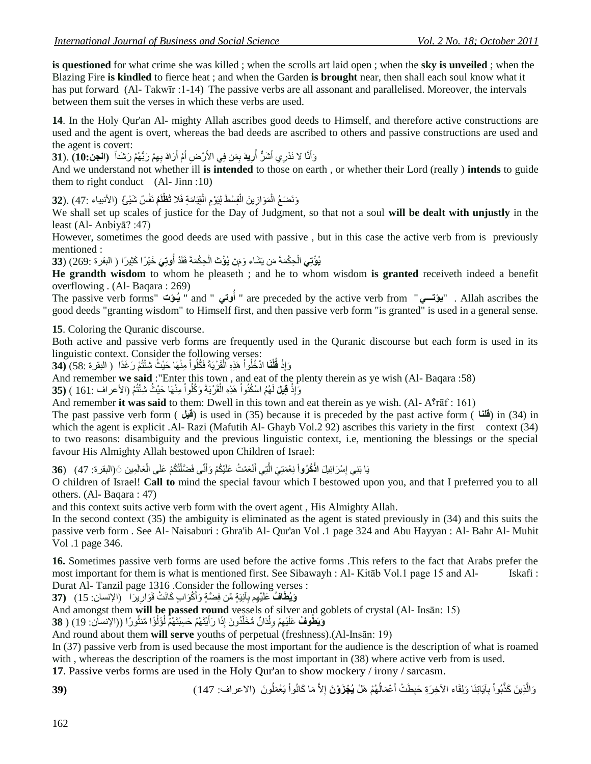**is questioned** for what crime she was killed ; when the scrolls art laid open ; when the **sky is unveiled** ; when the Blazing Fire **is kindled** to fierce heat ; and when the Garden **is brought** near, then shall each soul know what it has put forward (Al- Takwīr :1-14) The passive verbs are all assonant and parallelised. Moreover, the intervals between them suit the verses in which these verbs are used.

**14**. In the Holy Qur'an Al- mighty Allah ascribes good deeds to Himself, and therefore active constructions are used and the agent is overt, whereas the bad deeds are ascribed to others and passive constructions are used and the agent is covert:

**31**). **(الجن:10)** وَأَنَّا لا نَدْرِي أَشَرٌّ **أُرِيدَ** بِمَن فِي الأَرْضِ أَمْ **أَرَادَ** بِهِمْ رَبُّهُمْ رَشَداً

And we understand not whether ill **is intended** to those on earth , or whether their Lord (really ) **intends** to guide them to right conduct (Al- Jinn :10)

**32**). (47: الأنبياء) وَنَضَعُ الْمَوَازِينَ الْقِسْطَ لِيَوْمِ الْقِيَامَةِ فَلا **تُظْلَمُ** نَفْسٌ شَيْئًا

We shall set up scales of justice for the Day of Judgment, so that not a soul **will be dealt with unjustly** in the least (Al- Anbiyā? :47)

However, sometimes the good deeds are used with passive , but in this case the active verb from is previously mentioned :

**33**) (269: البقرة ) **يُؤْتِي** الْحِكْمَةَ مَن يَشَاء وَمَن **يُؤْتَ** الْحِكْمَةَ فَقَدْ **أُوتِيَ** خَيْرًا كَثِيرًا

**He grandth wisdom** to whom he pleaseth ; and he to whom wisdom **is granted** receiveth indeed a benefit overflowing . (Al- Baqara : 269)

The passive verb forms" **يُـؤت** " and " **أُوتي** " are preceded by the active verb from "**يؤتــي**" . Allah ascribes the good deeds "granting wisdom" to Himself first, and then passive verb form "is granted" is used in a general sense.

**15**. Coloring the Quranic discourse.

Both active and passive verb forms are frequently used in the Quranic discourse but each form is used in its linguistic context. Consider the following verses:

**34**) (58: البقرة ) وَإِذْ **قُلْنَا** ادْخُلُواْ هَذِهِ الْقَرْيَةَ فَكُلُواْ مِنْهَا حَيْثُ شِئْتُمْ رَغَدًا

And remember **we said** :"Enter this town , and eat of the plenty therein as ye wish (Al- Baqara :58)

**35**) ( 161: الأعراف) وَإِذْ **قِيلَ** لَهُمُ اسْكُنُواْ هَذِهِ الْقَرْيَةَ وَكُلُواْ مِنْهَا حَيْثُ شِئْتُمْ

And remember **it was said** to them: Dwell in this town and eat therein as ye wish. (Al- Aʕrāf : 161)

The past passive verb form ( **قيل**) is used in (35) because it is preceded by the past active form ( **قلنا**) in (34) in which the agent is explicit .Al- Razi (Mafutih Al- Ghayb Vol.2 92) ascribes this variety in the first context (34) to two reasons: disambiguity and the previous linguistic context, i.e, mentioning the blessings or the special favour His Almighty Allah bestowed upon Children of Israel:

**36**) (47 :البقرة) يَا بَنِي إِسْرَائِيلَ **اذْكُرُواْ** نِعْمَتِيَ الَّتِي أَنْعَمْتُ عَلَيْكُمْ وَأَنِّي فَضَّلْتُكُمْ عَلَى الْعَالَمِينَ

O children of Israel! **Call to** mind the special favour which I bestowed upon you, and that I preferred you to all others. (Al- Baqara : 47)

and this context suits active verb form with the overt agent , His Almighty Allah.

In the second context (35) the ambiguity is eliminated as the agent is stated previously in (34) and this suits the passive verb form . See Al- Naisaburi : Ghra'ib Al- Qur'an Vol .1 page 324 and Abu Hayyan : Al- Bahr Al- Muhit Vol .1 page 346.

**16.** Sometimes passive verb forms are used before the active forms .This refers to the fact that Arabs prefer the most important for them is what is mentioned first. See Sibawayh : Al- Kitāb Vol.1 page 15 and Al- Iskafi : Durat Al- Tanzil page 1316 .Consider the following verses :

**37**) (15 :الإنسان) **وَيُطَافُ** عَلَيْهِم بِآنِيَةٍ مِّن فِضَّةٍ وَأَكْوَابٍ كَانَتْ قَوَارِيرَا

And amongst them **will be passed round** vessels of silver and goblets of crystal (Al- Insān: 15)

**38** ) (19 :الإنسان) **وَيَطُوفُ** عَلَيْهِمْ وِلْدَانٌ مُّخَلَّدُونَ إِذَا رَأَيْتَهُمْ حَسِبْتَهُمْ لُؤْلُؤًا مَّنثُورًا

And round about them **will serve** youths of perpetual (freshness).(Al-Insān: 19)

In (37) passive verb from is used because the most important for the audience is the description of what is roamed with , whereas the description of the roamers is the most important in (38) where active verb from is used.

**17**. Passive verbs forms are used in the Holy Qur'an to show mockery / irony / sarcasm.

**39**) (147 :الاعراف) وَالَّذِينَ كَذَّبُواْ بِآيَاتِنَا وَلِقَاء الآخِرَةِ حَبِطَتْ أَعْمَالُهُمْ هَلْ **يُجْزَوْنَ** إِلاَّ مَا كَانُواْ يَعْمَلُونَ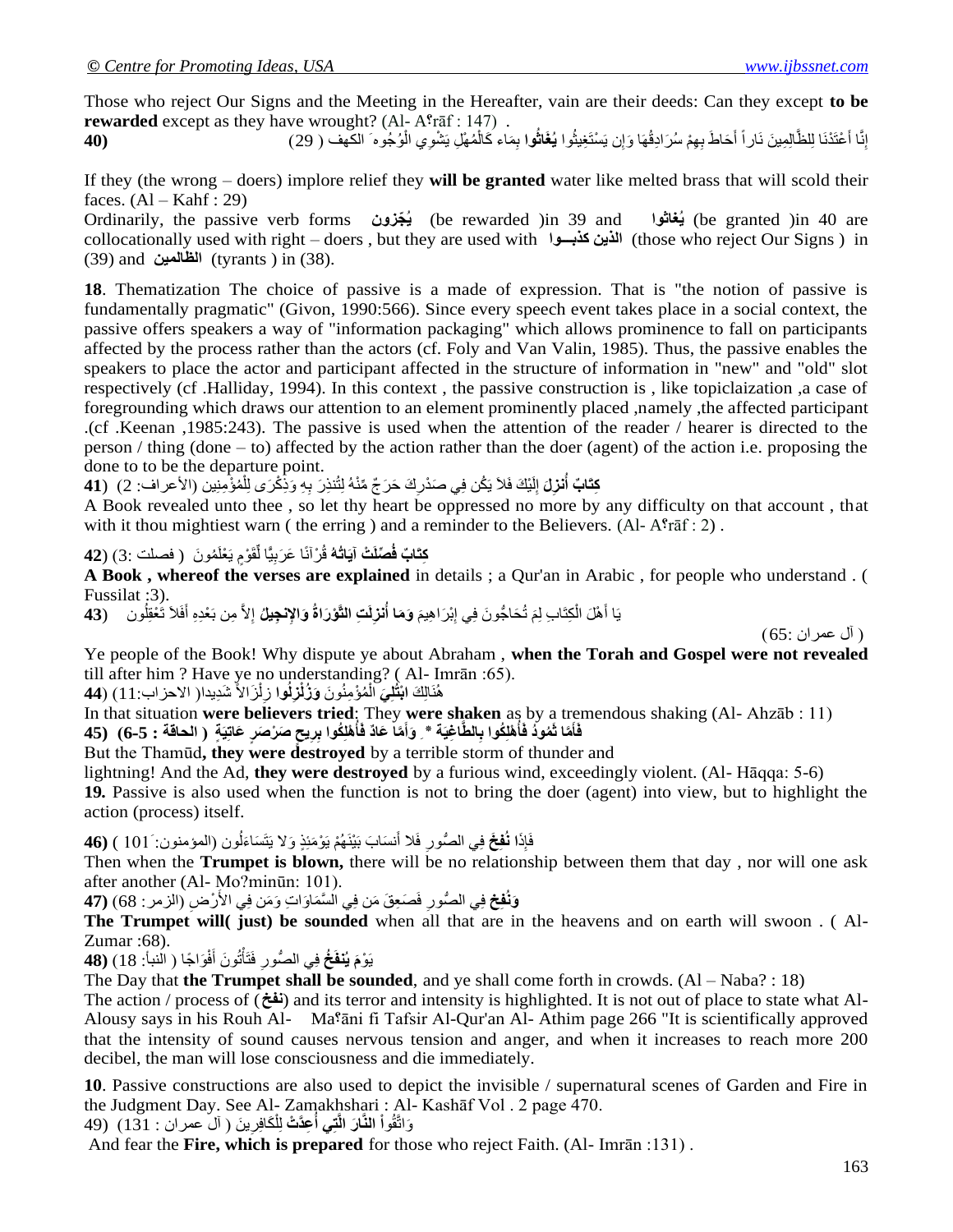Those who reject Our Signs and the Meeting in the Hereafter, vain are their deeds: Can they except **to be rewarded** except as they have wrought? (Al- Aʕrāf : 147) .

إِنَّا أَعْتَدْنَا لِلظَّالِمِينَ نَاراً أَحَاطَ بِهِمْ سُرَادِقُهَا وَإِن يَسْتَغِيثُوا **يُغَاثُوا** بِمَاء كَالْمُهْلِ يَشْوِي الْوُجُوهَ الكهف ( 29 ) **(40**

If they (the wrong – doers) implore relief they **will be granted** water like melted brass that will scold their faces. (Al – Kahf : 29)

Ordinarily, the passive verb forms **يُجْزون** (be rewarded )in 39 and **يُغاثوا** (be granted )in 40 are collocationally used with right – doers , but they are used with **الذين كذبــوا** (those who reject Our Signs ) in (39) and **الظالمين** (tyrants ) in (38).

**18**. Thematization The choice of passive is a made of expression. That is "the notion of passive is fundamentally pragmatic" (Givon, 1990:566). Since every speech event takes place in a social context, the passive offers speakers a way of "information packaging" which allows prominence to fall on participants affected by the process rather than the actors (cf. Foly and Van Valin, 1985). Thus, the passive enables the speakers to place the actor and participant affected in the structure of information in "new" and "old" slot respectively (cf .Halliday, 1994). In this context , the passive construction is , like topiclaization ,a case of foregrounding which draws our attention to an element prominently placed ,namely ,the affected participant .(cf .Keenan ,1985:243). The passive is used when the attention of the reader / hearer is directed to the person / thing (done – to) affected by the action rather than the doer (agent) of the action i.e. proposing the done to to be the departure point.

**كِتَابٌ أُنزِلَ** إِلَيْكَ فَلاَ يَكُن فِي صَدْرِكَ حَرَجٌ مِّنْهُ لِتُنذِرَ بِهِ وَذِكْرَى لِلْمُؤْمِنِين (الأعراف: 2) **(41**

A Book revealed unto thee , so let thy heart be oppressed no more by any difficulty on that account , that with it thou mightiest warn ( the erring ) and a reminder to the Believers. (Al- Aʕrāf : 2) .

**كِتَابٌ فُصِّلَتْ آيَاتُهُ** قُرْآنًا عَرَبِيًّا لِّقَوْمٍ يَعْلَمُونَ ( فصلت :3) **(42**

**A Book , whereof the verses are explained** in details ; a Qur'an in Arabic , for people who understand . ( Fussilat :3).

يَا أَهْلَ الْكِتَابِ لِمَ تُحَاجُّونَ فِي إِبْرَاهِيمَ **وَمَا أُنزِلَتِ التَّوْرَاةُ وَالإِنجِيلُ** إِلاَّ مِن بَعْدِهِ أَفَلاَ تَعْقِلُون **(43**

( آل عمران :65)

Ye people of the Book! Why dispute ye about Abraham , **when the Torah and Gospel were not revealed** till after him ? Have ye no understanding? ( Al- Imrān :65).

هُنَالِكَ **ابْتُلِيَ** الْمُؤْمِنُونَ **وَزُلْزِلُوا** زِلْزَالاً شَدِيدا( الاحزاب:11) **(44**

In that situation **were believers tried**; They **were shaken** as by a tremendous shaking (Al- Ahzāb : 11)

**فَأَمَّا ثَمُودُ فَأُهْلِكُوا بِالطَّاغِيَةِ * وَأَمَّا عَادٌ فَأُهْلِكُوا بِرِيحٍ صَرْصَرٍ عَاتِيَةٍ ( الحاقة : 5-6) (45**

But the Thamūd**, they were destroyed** by a terrible storm of thunder and lightning! And the Ad, **they were destroyed** by a furious wind, exceedingly violent. (Al- Hāqqa: 5-6)

**19.** Passive is also used when the function is not to bring the doer (agent) into view, but to highlight the action (process) itself.

فَإِذَا **نُفِخَ** فِي الصُّورِ فَلا أَنسَابَ بَيْنَهُمْ يَوْمَئِذٍ وَلا يَتَسَاءَلُون (المؤمنون: 101 ) **(46**

Then when the **Trumpet is blown,** there will be no relationship between them that day , nor will one ask after another (Al- Mo?minūn: 101).

**وَنُفِخَ** فِي الصُّورِ فَصَعِقَ مَن فِي السَّمَاوَاتِ وَمَن فِي الأَرْضِ (الزمر: 68) **(47**

**The Trumpet will( just) be sounded** when all that are in the heavens and on earth will swoon . ( Al- Zumar :68).

يَوْمَ **يُنفَخُ** فِي الصُّورِ فَتَأْتُونَ أَفْوَاجًا ( النبأ: 18) **(48**

The Day that **the Trumpet shall be sounded**, and ye shall come forth in crowds. (Al – Naba? : 18)

The action / process of (**نفخ**) and its terror and intensity is highlighted. It is not out of place to state what Al-Alousy says in his Rouh Al- Maʕāni fi Tafsir Al-Qur'an Al- Athim page 266 "It is scientifically approved that the intensity of sound causes nervous tension and anger, and when it increases to reach more 200 decibel, the man will lose consciousness and die immediately.

**10**. Passive constructions are also used to depict the invisible / supernatural scenes of Garden and Fire in the Judgment Day. See Al- Zamakhshari : Al- Kashāf Vol . 2 page 470.

وَاتَّقُواْ **النَّارَ الَّتِي أُعِدَّتْ** لِلْكَافِرِينَ ( آل عمران : 131) (49

And fear the **Fire, which is prepared** for those who reject Faith. (Al- Imrān :131) .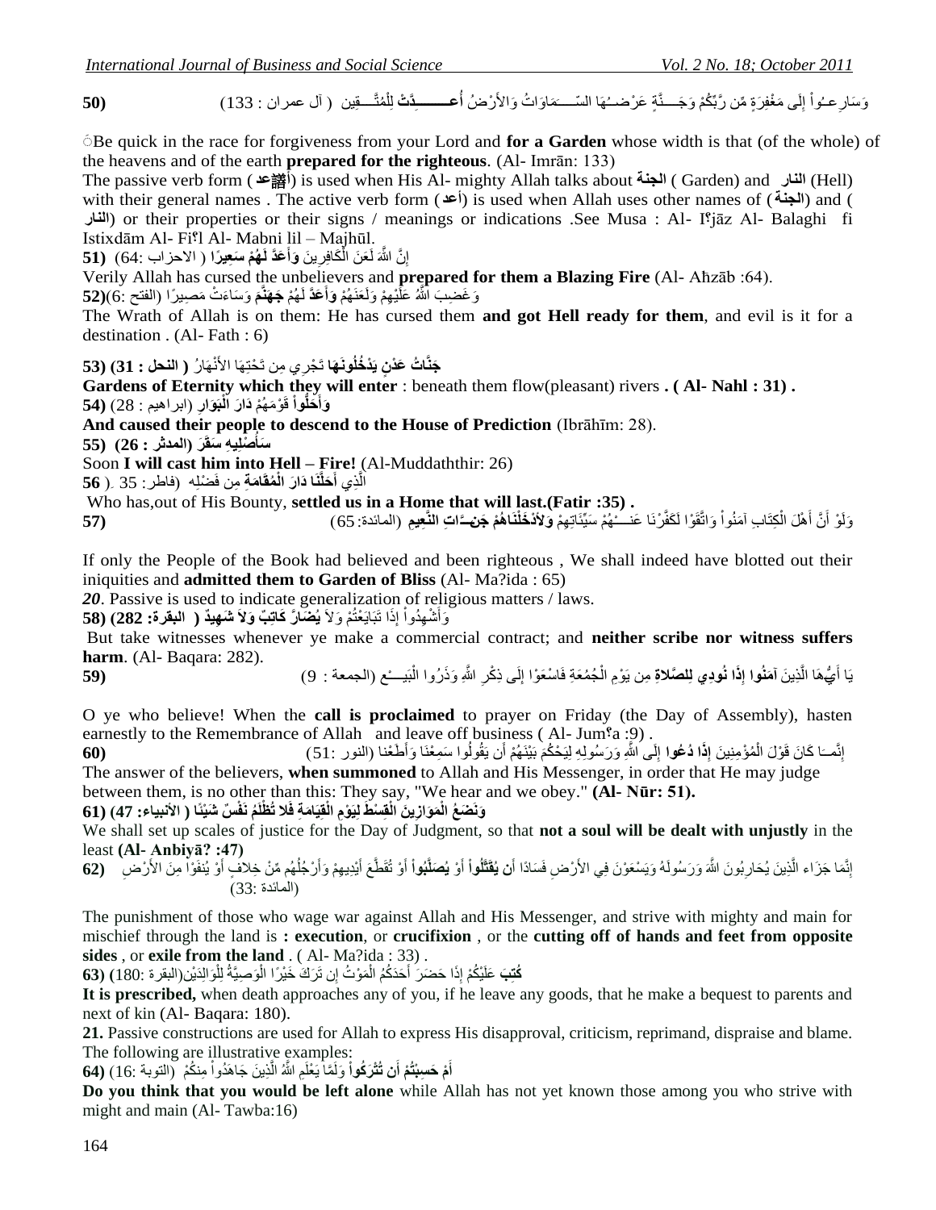وَسَارِعُواْ إِلَى مَغْفِرَةٍ مِّن رَّبِّكُمْ وَجَـنَّةٍ عَرْضُـهَا السَّـمَاوَاتُ وَالأَرْضُ **أُعِـدَّتْ** لِلْمُتَّـقِين ( آل عمران : 133) **50)**

Be quick in the race for forgiveness from your Lord and **for a Garden** whose width is that (of the whole) of the heavens and of the earth **prepared for the righteous**. (Al- Imrān: 133)

The passive verb form (**أُعِدَّ**) is used when His Al- mighty Allah talks about **الجنة** ( Garden) and **النار** (Hell) with their general names . The active verb form (**أعد**) is used when Allah uses other names of (**الجنة**) and (**النار**) or their properties or their signs / meanings or indications .See Musa : Al- Iʕjāz Al- Balaghi fi Istixdām Al- Fiʕl Al- Mabni lil – Majhūl.

إِنَّ اللَّهَ لَعَنَ الْكَافِرِينَ **وَأَعَدَّ لَهُمْ سَعِيرًا** ( الاحزاب :64) **(51**

Verily Allah has cursed the unbelievers and **prepared for them a Blazing Fire** (Al- Aħzāb :64).

وَغَضِبَ اللَّهُ عَلَيْهِمْ وَلَعَنَهُمْ **وَأَعَدَّ لَهُمْ جَهَنَّمَ** وَسَاءَتْ مَصِيرًا (الفتح :6)**(52**

The Wrath of Allah is on them: He has cursed them **and got Hell ready for them**, and evil is it for a destination . (Al- Fath : 6)

**جَنَّاتُ عَدْنٍ يَدْخُلُونَهَا** تَجْرِي مِن تَحْتِهَا الأَنْهَارُ **( النحل : 31) (53**

**Gardens of Eternity which they will enter** : beneath them flow(pleasant) rivers **. ( Al- Nahl : 31) .**

**وَأَحَلُّواْ** قَوْمَهُمْ **دَارَ الْبَوَارِ** (ابراهيم : 28) **(54**

**And caused their people to descend to the House of Prediction** (Ibrāhīm: 28).

**سَأُصْلِيهِ سَقَرَ (المدثر : 26) (55**

Soon **I will cast him into Hell – Fire!** (Al-Muddaththir: 26)

الَّذِي **أَحَلَّنَا دَارَ الْمُقَامَةِ** مِن فَضْلِهِ (فاطر: 35 .( **56**

Who has,out of His Bounty, **settled us in a Home that will last.(Fatir :35) .**

وَلَوْ أَنَّ أَهْلَ الْكِتَابِ آمَنُواْ وَاتَّقَوْا لَكَفَّرْنَا عَنْـهُمْ سَيِّئَاتِهِمْ **وَلأدْخَلْنَاهُمْ جَنَّـاتِ النَّعِيمِ** (المائدة:65) **57)**

If only the People of the Book had believed and been righteous , We shall indeed have blotted out their iniquities and **admitted them to Garden of Bliss** (Al- Ma?ida : 65)

***20***. Passive is used to indicate generalization of religious matters / laws.

وَأَشْهِدُواْ إِذَا تَبَايَعْتُمْ وَلاَ **يُضَآرَّ كَاتِبٌ وَلاَ شَهِيدٌ ( البقرة: 282) (58**

But take witnesses whenever ye make a commercial contract; and **neither scribe nor witness suffers harm**. (Al- Baqara: 282).

يَا أَيُّهَا الَّذِينَ **آمَنُوا إِذَا نُودِي لِلصَّلاةِ** مِن يَوْمِ الْجُمُعَةِ فَاسْعَوْا إِلَى ذِكْرِ اللَّهِ وَذَرُوا الْبَيْـعَ (الجمعة : 9) **59)**

O ye who believe! When the **call is proclaimed** to prayer on Friday (the Day of Assembly), hasten earnestly to the Remembrance of Allah and leave off business ( Al- Jumʕa :9) .

إِنَّمَا كَانَ قَوْلَ الْمُؤْمِنِينَ **إِذَا دُعُوا** إِلَى اللَّهِ وَرَسُولِهِ لِيَحْكُمَ بَيْنَهُمْ أَن يَقُولُوا سَمِعْنَا وَأَطَعْنَا (النور :51) **60)**

The answer of the believers, **when summoned** to Allah and His Messenger, in order that He may judge between them, is no other than this: They say, "We hear and we obey." **(Al- Nūr: 51).**

**وَنَضَعُ الْمَوَازِينَ الْقِسْطَ لِيَوْمِ الْقِيَامَةِ فَلا تُظْلَمُ نَفْسٌ شَيْئًا ( الأنبياء: 47) (61**

We shall set up scales of justice for the Day of Judgment, so that **not a soul will be dealt with unjustly** in the least **(Al- Anbiyā? :47)**

إِنَّمَا جَزَاء الَّذِينَ يُحَارِبُونَ اللَّهَ وَرَسُولَهُ وَيَسْعَوْنَ فِي الأَرْضِ فَسَادًا **أَن يُقَتَّلُواْ** أَوْ **يُصَلَّبُواْ** أَوْ تُقَطَّعَ أَيْدِيهِمْ وَأَرْجُلُهُم مِّنْ خِلافٍ أَوْ يُنفَوْاْ مِنَ الأَرْضِ (المائدة :33) **62)**

The punishment of those who wage war against Allah and His Messenger, and strive with mighty and main for mischief through the land is **: execution**, or **crucifixion** , or the **cutting off of hands and feet from opposite sides** , or **exile from the land** . ( Al- Ma?ida : 33) .

**كُتِبَ** عَلَيْكُمْ إِذَا حَضَرَ أَحَدَكُمُ الْمَوْتُ إِن تَرَكَ خَيْرًا الْوَصِيَّةُ لِلْوَالِدَيْنِ(البقرة :180) **(63**

**It is prescribed,** when death approaches any of you, if he leave any goods, that he make a bequest to parents and next of kin (Al- Baqara: 180).

**21.** Passive constructions are used for Allah to express His disapproval, criticism, reprimand, dispraise and blame. The following are illustrative examples:

**أَمْ حَسِبْتُمْ أَن تُتْرَكُواْ** وَلَمَّا يَعْلَمِ اللَّهُ الَّذِينَ جَاهَدُواْ مِنكُمْ (التوبة :16) **(64**

**Do you think that you would be left alone** while Allah has not yet known those among you who strive with might and main (Al- Tawba:16)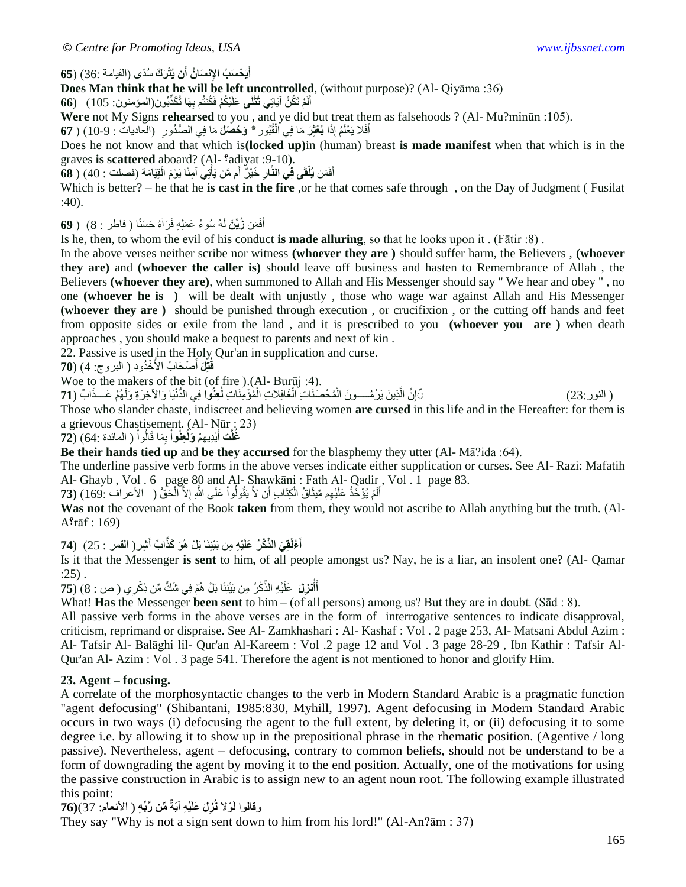أَيَحْسَبُ **الإِنسَانُ أَن يُتْرَكَ** سُدًى (القيامة :36) **65)**

**Does Man think that he will be left uncontrolled**, (without purpose)? (Al- Qiyāma :36)

أَلَمْ تَكُنْ آيَاتِي **تُتْلَى** عَلَيْكُمْ فَكُنتُم بِهَا تُكَذِّبُون(المؤمنون: 105) **(66**

**Were** not My Signs **rehearsed** to you , and ye did but treat them as falsehoods ? (Al- Mu?minūn :105).

أَفَلا يَعْلَمُ إِذَا **بُعْثِرَ** مَا فِي الْقُبُور \* **وَحُصِّلَ** مَا فِي الصُّدُورِ (العاديات : 9-10) **67)**

Does he not know and that which is**(locked up)**in (human) breast **is made manifest** when that which is in the graves **is scattered** aboard? (Al- ʕadiyat :9-10).

أَفَمَن **يُلْقَى فِي النَّارِ** خَيْرٌ أَم مَّن يَأْتِي آمِنًا يَوْمَ الْقِيَامَةِ (فصلت : 40) ( **68**

Which is better? – he that he **is cast in the fire** ,or he that comes safe through , on the Day of Judgment ( Fusilat :40).

أَفَمَن **زُيِّنَ** لَهُ سُوءُ عَمَلِهِ فَرَآهُ حَسَنًا ( فاطر : 8) ( **69**

Is he, then, to whom the evil of his conduct **is made alluring**, so that he looks upon it . (Fātir :8) .

In the above verses neither scribe nor witness **(whoever they are )** should suffer harm, the Believers , **(whoever they are)** and **(whoever the caller is)** should leave off business and hasten to Remembrance of Allah , the Believers **(whoever they are)**, when summoned to Allah and His Messenger should say " We hear and obey " , no one **(whoever he is )** will be dealt with unjustly , those who wage war against Allah and His Messenger **(whoever they are )** should be punished through execution , or crucifixion , or the cutting off hands and feet from opposite sides or exile from the land , and it is prescribed to you **(whoever you are )** when death approaches , you should make a bequest to parents and next of kin .

22. Passive is used in the Holy Qur'an in supplication and curse.

**قُتِلَ** أَصْحَابُ الأُخْدُودِ ( البروج: 4) **(70**

Woe to the makers of the bit (of fire ).(Al- Burūj :4).

إِنَّ الَّذِينَ يَرْمُــــونَ الْمُحْصَنَاتِ الْغَافِلاتِ الْمُؤْمِنَاتِ **لُعِنُوا** فِي الدُّنْيَا وَالآخِرَةِ وَلَهُمْ عَـــذَابٌ ( النور:23) **(71**

Those who slander chaste, indiscreet and believing women **are cursed** in this life and in the Hereafter: for them is a grievous Chastisement. (Al- Nūr : 23)

**غُلَّتْ** أَيْدِيهِمْ **وَلُعِنُواْ** بِمَا قَالُواْ ( المائدة :64) **(72**

**Be their hands tied up** and **be they accursed** for the blasphemy they utter (Al- Mā?ida :64).

The underline passive verb forms in the above verses indicate either supplication or curses. See Al- Razi: Mafatih Al- Ghayb , Vol . 6 page 80 and Al- Shawkāni : Fath Al- Qadir , Vol . 1 page 83.

أَلَمْ **يُؤْخَذْ** عَلَيْهِم مِّيثَاقُ الْكِتَابِ أَن لاَّ يَقُولُواْ عَلَى اللّهِ إِلاَّ الْحَقَّ ( الأعراف :169) **(73**

**Was not** the covenant of the Book **taken** from them, they would not ascribe to Allah anything but the truth. (Al- Aʕrāf : 169)

**أَءُلْقِيَ** الذِّكْرُ عَلَيْهِ مِن بَيْنِنَا بَلْ هُوَ كَذَّابٌ أَشِرٌ ( القمر : 25) **(74**

Is it that the Messenger **is sent** to him**,** of all people amongst us? Nay, he is a liar, an insolent one? (Al- Qamar :25) .

**أَأُنزِلَ** عَلَيْهِ الذِّكْرُ مِن بَيْنِنَا بَلْ هُمْ فِي شَكٍّ مِّن ذِكْرِي ( ص : 8) **(75**

What! **Has** the Messenger **been sent** to him – (of all persons) among us? But they are in doubt. (Sād : 8).

All passive verb forms in the above verses are in the form of interrogative sentences to indicate disapproval, criticism, reprimand or dispraise. See Al- Zamkhashari : Al- Kashaf : Vol . 2 page 253, Al- Matsani Abdul Azim : Al- Tafsir Al- Balāghi lil- Qur'an Al-Kareem : Vol .2 page 12 and Vol . 3 page 28-29 , Ibn Kathir : Tafsir Al-Qur'an Al- Azim : Vol . 3 page 541. Therefore the agent is not mentioned to honor and glorify Him.

## 23. Agent – focusing.

A correlate of the morphosyntactic changes to the verb in Modern Standard Arabic is a pragmatic function "agent defocusing" (Shibantani, 1985:830, Myhill, 1997). Agent defocusing in Modern Standard Arabic occurs in two ways (i) defocusing the agent to the full extent, by deleting it, or (ii) defocusing it to some degree i.e. by allowing it to show up in the prepositional phrase in the rhematic position. (Agentive / long passive). Nevertheless, agent – defocusing, contrary to common beliefs, should not be understand to be a form of downgrading the agent by moving it to the end position. Actually, one of the motivations for using the passive construction in Arabic is to assign new to an agent noun root. The following example illustrated this point:

وقالوا لَوْلا **نُزِلَ** عَلَيْهِ آيَةٌ **مِّن رَّبِّهِ** ( الأنعام: 37)**(76**

They say "Why is not a sign sent down to him from his lord!" (Al-An?ām : 37)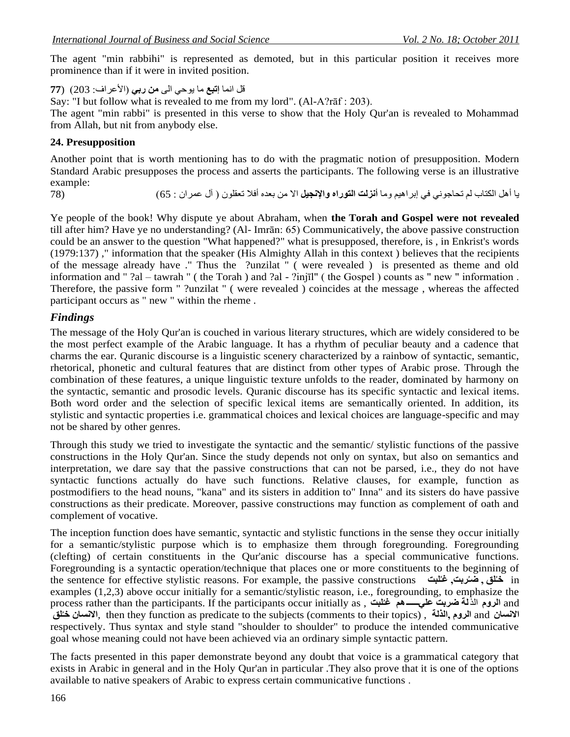The agent "min rabbihi" is represented as demoted, but in this particular position it receives more prominence than if it were in invited position.

**77**) قل انما **إتبع** ما يوحي الى **من ربي** (الأعراف: 203)

Say: "I but follow what is revealed to me from my lord". (Al-A?rāf : 203).

The agent "min rabbi" is presented in this verse to show that the Holy Qur'an is revealed to Mohammad from Allah, but nit from anybody else.

**24. Presupposition**

Another point that is worth mentioning has to do with the pragmatic notion of presupposition. Modern Standard Arabic presupposes the process and asserts the participants. The following verse is an illustrative example:

78) يا أهل الكتاب لم تحاجوني في إبراهيم وما **أنزلت التوراه والإنجيل** الا من بعده أفلا تعقلون ( آل عمران : 65 )

Ye people of the book! Why dispute ye about Abraham, when **the Torah and Gospel were not revealed** till after him? Have ye no understanding? (Al- Imrān: 65) Communicatively, the above passive construction could be an answer to the question "What happened?" what is presupposed, therefore, is , in Enkrist's words (1979:137) ," information that the speaker (His Almighty Allah in this context ) believes that the recipients of the message already have ." Thus the ?unzilat " ( were revealed ) is presented as theme and old information and " ?al – tawrah " ( the Torah ) and ?al - ?injīl" ( the Gospel ) counts as " new " information . Therefore, the passive form " ?unzilat " ( were revealed ) coincides at the message , whereas the affected participant occurs as " new " within the rheme .

## *Findings*

The message of the Holy Qur'an is couched in various literary structures, which are widely considered to be the most perfect example of the Arabic language. It has a rhythm of peculiar beauty and a cadence that charms the ear. Quranic discourse is a linguistic scenery characterized by a rainbow of syntactic, semantic, rhetorical, phonetic and cultural features that are distinct from other types of Arabic prose. Through the combination of these features, a unique linguistic texture unfolds to the reader, dominated by harmony on the syntactic, semantic and prosodic levels. Quranic discourse has its specific syntactic and lexical items. Both word order and the selection of specific lexical items are semantically oriented. In addition, its stylistic and syntactic properties i.e. grammatical choices and lexical choices are language-specific and may not be shared by other genres.

Through this study we tried to investigate the syntactic and the semantic/ stylistic functions of the passive constructions in the Holy Qur'an. Since the study depends not only on syntax, but also on semantics and interpretation, we dare say that the passive constructions that can not be parsed, i.e., they do not have syntactic functions actually do have such functions. Relative clauses, for example, function as postmodifiers to the head nouns, "kana" and its sisters in addition to" Inna" and its sisters do have passive constructions as their predicate. Moreover, passive constructions may function as complement of oath and complement of vocative.

The inception function does have semantic, syntactic and stylistic functions in the sense they occur initially for a semantic/stylistic purpose which is to emphasize them through foregrounding. Foregrounding (clefting) of certain constituents in the Qur'anic discourse has a special communicative functions. Foregrounding is a syntactic operation/technique that places one or more constituents to the beginning of the sentence for effective stylistic reasons. For example, the passive constructions **خُلق , ضُربت, غُلبت** in examples (1,2,3) above occur initially for a semantic/stylistic reason, i.e., foregrounding, to emphasize the process rather than the participants. If the participants occur initially as , **الروم** الذ**لة ضربت عليـــهم غُلبت** and **الانسان خُلق**, then they function as predicate to the subjects (comments to their topics) , **الروم ,الذلة** and **الانسان** respectively. Thus syntax and style stand "shoulder to shoulder" to produce the intended communicative goal whose meaning could not have been achieved via an ordinary simple syntactic pattern.

The facts presented in this paper demonstrate beyond any doubt that voice is a grammatical category that exists in Arabic in general and in the Holy Qur'an in particular .They also prove that it is one of the options available to native speakers of Arabic to express certain communicative functions .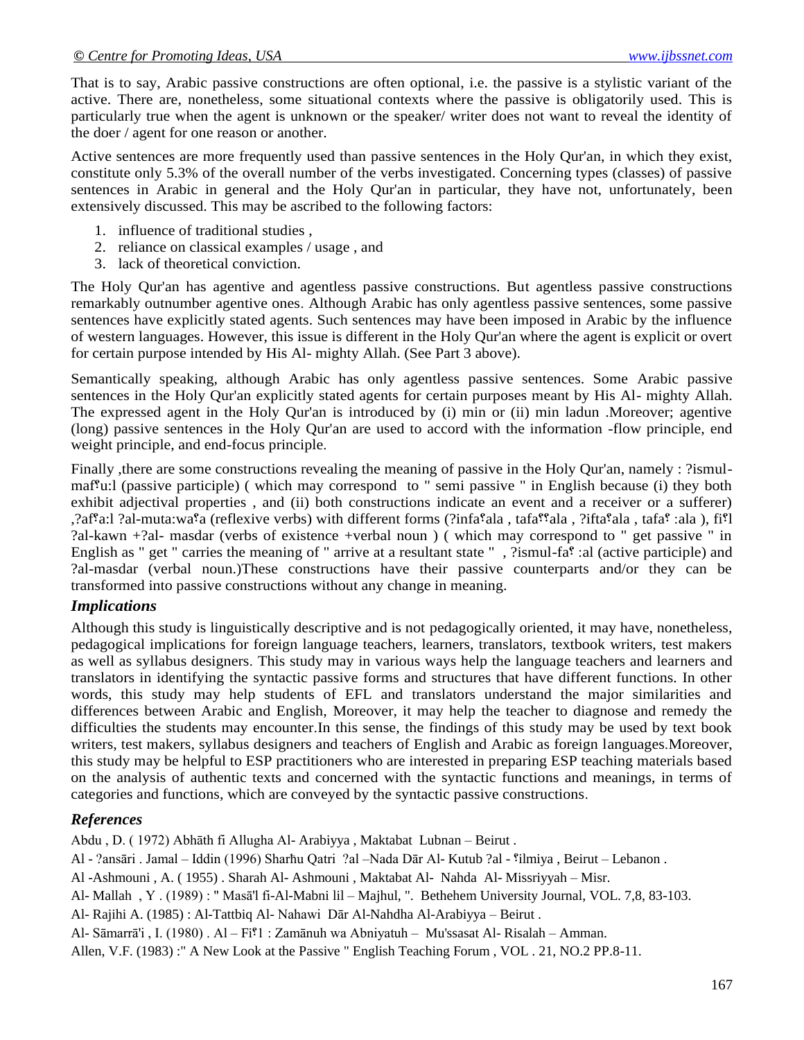That is to say, Arabic passive constructions are often optional, i.e. the passive is a stylistic variant of the active. There are, nonetheless, some situational contexts where the passive is obligatorily used. This is particularly true when the agent is unknown or the speaker/ writer does not want to reveal the identity of the doer / agent for one reason or another.

Active sentences are more frequently used than passive sentences in the Holy Qur'an, in which they exist, constitute only 5.3% of the overall number of the verbs investigated. Concerning types (classes) of passive sentences in Arabic in general and the Holy Qur'an in particular, they have not, unfortunately, been extensively discussed. This may be ascribed to the following factors:

1. influence of traditional studies ,
2. reliance on classical examples / usage , and
3. lack of theoretical conviction.

The Holy Qur'an has agentive and agentless passive constructions. But agentless passive constructions remarkably outnumber agentive ones. Although Arabic has only agentless passive sentences, some passive sentences have explicitly stated agents. Such sentences may have been imposed in Arabic by the influence of western languages. However, this issue is different in the Holy Qur'an where the agent is explicit or overt for certain purpose intended by His Al- mighty Allah. (See Part 3 above).

Semantically speaking, although Arabic has only agentless passive sentences. Some Arabic passive sentences in the Holy Qur'an explicitly stated agents for certain purposes meant by His Al- mighty Allah. The expressed agent in the Holy Qur'an is introduced by (i) min or (ii) min ladun .Moreover; agentive (long) passive sentences in the Holy Qur'an are used to accord with the information -flow principle, end weight principle, and end-focus principle.

Finally ,there are some constructions revealing the meaning of passive in the Holy Qur'an, namely : ?ismul-mafʕu:l (passive participle) ( which may correspond to " semi passive " in English because (i) they both exhibit adjectival properties , and (ii) both constructions indicate an event and a receiver or a sufferer) ,?afʕa:l ?al-muta:waʕa (reflexive verbs) with different forms (?infaʕala , tafaʕʕala , ?iftaʕala , tafaʕ :ala ), fiʕl ?al-kawn +?al- masdar (verbs of existence +verbal noun ) ( which may correspond to " get passive " in English as " get " carries the meaning of " arrive at a resultant state " , ?ismul-faʕ :al (active participle) and ?al-masdar (verbal noun.)These constructions have their passive counterparts and/or they can be transformed into passive constructions without any change in meaning.

### *Implications*

Although this study is linguistically descriptive and is not pedagogically oriented, it may have, nonetheless, pedagogical implications for foreign language teachers, learners, translators, textbook writers, test makers as well as syllabus designers. This study may in various ways help the language teachers and learners and translators in identifying the syntactic passive forms and structures that have different functions. In other words, this study may help students of EFL and translators understand the major similarities and differences between Arabic and English, Moreover, it may help the teacher to diagnose and remedy the difficulties the students may encounter.In this sense, the findings of this study may be used by text book writers, test makers, syllabus designers and teachers of English and Arabic as foreign languages.Moreover, this study may be helpful to ESP practitioners who are interested in preparing ESP teaching materials based on the analysis of authentic texts and concerned with the syntactic functions and meanings, in terms of categories and functions, which are conveyed by the syntactic passive constructions.

### *References*

Abdu , D. ( 1972) Abhāth fi Allugha Al- Arabiyya , Maktabat Lubnan – Beirut .

Al - ?ansāri . Jamal – Iddin (1996) Sharħu Qatri ?al –Nada Dār Al- Kutub ?al - ʕilmiya , Beirut – Lebanon .

Al -Ashmouni , A. ( 1955) . Sharah Al- Ashmouni , Maktabat Al- Nahda Al- Missriyyah – Misr.

Al- Mallah , Y . ( 1989) : " Masā'l fi-Al-Mabni lil – Majhul, ". Bethehem University Journal, VOL. 7,8, 83-103.

Al- Rajihi A. (1985) : Al-Tattbiq Al- Nahawi Dār Al-Nahdha Al-Arabiyya – Beirut .

Al- Sāmarrā'i , I. (1980) . Al – Fiʕl : Zamānuh wa Abniyatuh – Mu'ssasat Al- Risalah – Amman.

Allen, V.F. (1983) :" A New Look at the Passive " English Teaching Forum , VOL . 21, NO.2 PP.8-11.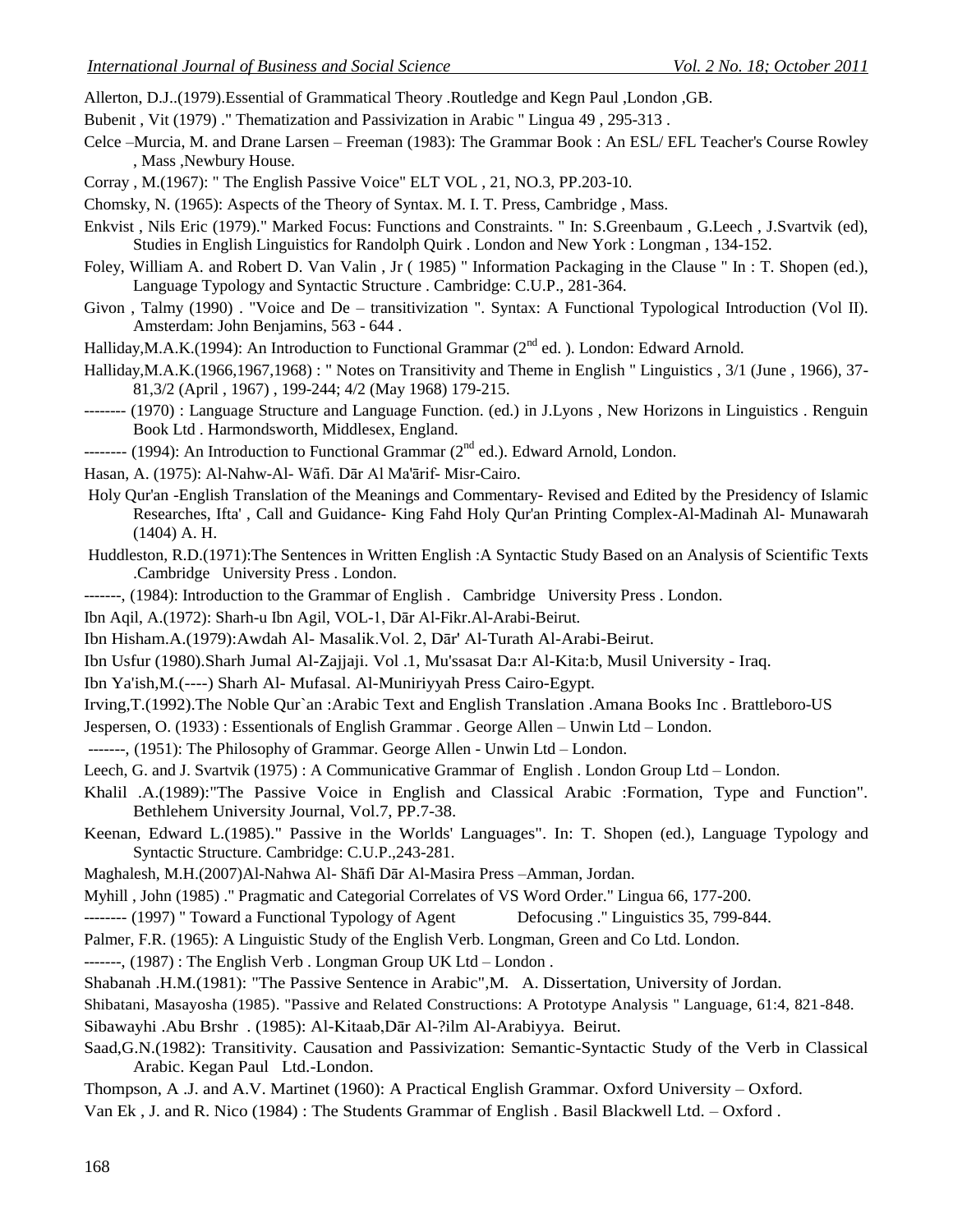Allerton, D.J..(1979).Essential of Grammatical Theory .Routledge and Kegn Paul ,London ,GB.

Bubenit , Vit (1979) ." Thematization and Passivization in Arabic " Lingua 49 , 295-313 .

Celce –Murcia, M. and Drane Larsen – Freeman (1983): The Grammar Book : An ESL/ EFL Teacher's Course Rowley , Mass ,Newbury House.

Corray , M.(1967): " The English Passive Voice" ELT VOL , 21, NO.3, PP.203-10.

Chomsky, N. (1965): Aspects of the Theory of Syntax. M. I. T. Press, Cambridge , Mass.

Enkvist , Nils Eric (1979)." Marked Focus: Functions and Constraints. " In: S.Greenbaum , G.Leech , J.Svartvik (ed), Studies in English Linguistics for Randolph Quirk . London and New York : Longman , 134-152.

Foley, William A. and Robert D. Van Valin , Jr ( 1985) " Information Packaging in the Clause " In : T. Shopen (ed.), Language Typology and Syntactic Structure . Cambridge: C.U.P., 281-364.

Givon , Talmy (1990) . "Voice and De – transitivization ". Syntax: A Functional Typological Introduction (Vol II). Amsterdam: John Benjamins, 563 - 644 .

Halliday,M.A.K.(1994): An Introduction to Functional Grammar (2nd ed. ). London: Edward Arnold.

Halliday,M.A.K.(1966,1967,1968) : " Notes on Transitivity and Theme in English " Linguistics , 3/1 (June , 1966), 37-81,3/2 (April , 1967) , 199-244; 4/2 (May 1968) 179-215.

-------- (1970) : Language Structure and Language Function. (ed.) in J.Lyons , New Horizons in Linguistics . Renguin Book Ltd . Harmondsworth, Middlesex, England.

-------- (1994): An Introduction to Functional Grammar (2nd ed.). Edward Arnold, London.

Hasan, A. (1975): Al-Nahw-Al- Wāfi. Dār Al Ma'ārif- Misr-Cairo.

Holy Qur'an -English Translation of the Meanings and Commentary- Revised and Edited by the Presidency of Islamic Researches, Ifta' , Call and Guidance- King Fahd Holy Qur'an Printing Complex-Al-Madinah Al- Munawarah (1404) A. H.

Huddleston, R.D.(1971):The Sentences in Written English :A Syntactic Study Based on an Analysis of Scientific Texts .Cambridge University Press . London.

-------, (1984): Introduction to the Grammar of English . Cambridge University Press . London.

Ibn Aqil, A.(1972): Sharh-u Ibn Agil, VOL-1, Dār Al-Fikr.Al-Arabi-Beirut.

Ibn Hisham.A.(1979):Awdah Al- Masalik.Vol. 2, Dār' Al-Turath Al-Arabi-Beirut.

Ibn Usfur (1980).Sharh Jumal Al-Zajjaji. Vol .1, Mu'ssasat Da:r Al-Kita:b, Musil University - Iraq.

Ibn Ya'ish,M.(----) Sharh Al- Mufasal. Al-Muniriyyah Press Cairo-Egypt.

Irving,T.(1992).The Noble Qur`an :Arabic Text and English Translation .Amana Books Inc . Brattleboro-US

Jespersen, O. (1933) : Essentionals of English Grammar . George Allen – Unwin Ltd – London.

-------, (1951): The Philosophy of Grammar. George Allen - Unwin Ltd – London.

Leech, G. and J. Svartvik (1975) : A Communicative Grammar of English . London Group Ltd – London.

Khalil .A.(1989):"The Passive Voice in English and Classical Arabic :Formation, Type and Function". Bethlehem University Journal, Vol.7, PP.7-38.

Keenan, Edward L.(1985)." Passive in the Worlds' Languages". In: T. Shopen (ed.), Language Typology and Syntactic Structure. Cambridge: C.U.P.,243-281.

Maghalesh, M.H.(2007)Al-Nahwa Al- Shāfi Dār Al-Masira Press –Amman, Jordan.

Myhill , John (1985) ." Pragmatic and Categorial Correlates of VS Word Order." Lingua 66, 177-200.

-------- (1997) " Toward a Functional Typology of Agent Defocusing ." Linguistics 35, 799-844.

Palmer, F.R. (1965): A Linguistic Study of the English Verb. Longman, Green and Co Ltd. London.

-------, (1987) : The English Verb . Longman Group UK Ltd – London .

Shabanah .H.M.(1981): "The Passive Sentence in Arabic",M. A. Dissertation, University of Jordan.

Shibatani, Masayosha (1985). "Passive and Related Constructions: A Prototype Analysis " Language, 61:4, 821-848.

Sibawayhi .Abu Brshr . (1985): Al-Kitaab,Dār Al-?ilm Al-Arabiyya. Beirut.

Saad,G.N.(1982): Transitivity. Causation and Passivization: Semantic-Syntactic Study of the Verb in Classical Arabic. Kegan Paul Ltd.-London.

Thompson, A .J. and A.V. Martinet (1960): A Practical English Grammar. Oxford University – Oxford.

Van Ek , J. and R. Nico (1984) : The Students Grammar of English . Basil Blackwell Ltd. – Oxford .